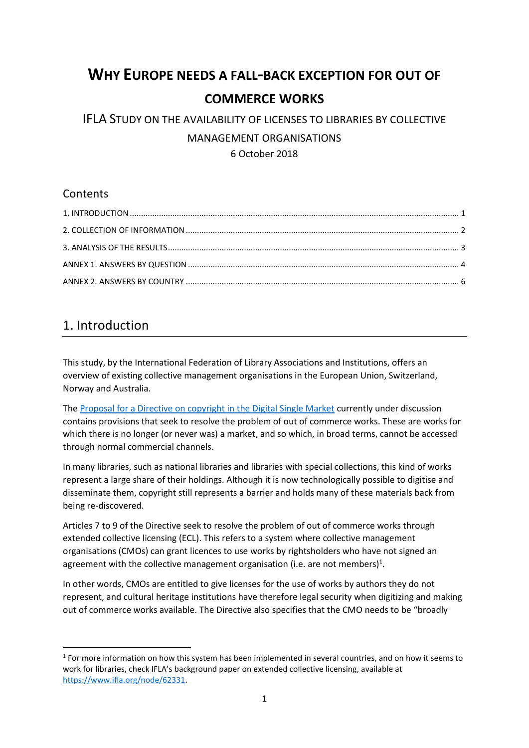# Why Europe needs a fall-back exception for out of commerce works

IFLA Study on the availability of licenses to libraries by collective management organisations

6 October 2018

## Contents

1. INTRODUCTION ............ 1
2. COLLECTION OF INFORMATION ............ 2
3. ANALYSIS OF THE RESULTS ............ 3

ANNEX 1. ANSWERS BY QUESTION ............ 4

ANNEX 2. ANSWERS BY COUNTRY ............ 6

## 1. Introduction

This study, by the International Federation of Library Associations and Institutions, offers an overview of existing collective management organisations in the European Union, Switzerland, Norway and Australia.

The [Proposal for a Directive on copyright in the Digital Single Market](#) currently under discussion contains provisions that seek to resolve the problem of out of commerce works. These are works for which there is no longer (or never was) a market, and so which, in broad terms, cannot be accessed through normal commercial channels.

In many libraries, such as national libraries and libraries with special collections, this kind of works represent a large share of their holdings. Although it is now technologically possible to digitise and disseminate them, copyright still represents a barrier and holds many of these materials back from being re-discovered.

Articles 7 to 9 of the Directive seek to resolve the problem of out of commerce works through extended collective licensing (ECL). This refers to a system where collective management organisations (CMOs) can grant licences to use works by rightsholders who have not signed an agreement with the collective management organisation (i.e. are not members)[1].

In other words, CMOs are entitled to give licenses for the use of works by authors they do not represent, and cultural heritage institutions have therefore legal security when digitizing and making out of commerce works available. The Directive also specifies that the CMO needs to be "broadly

[1] For more information on how this system has been implemented in several countries, and on how it seems to work for libraries, check IFLA's background paper on extended collective licensing, available at https://www.ifla.org/node/62331.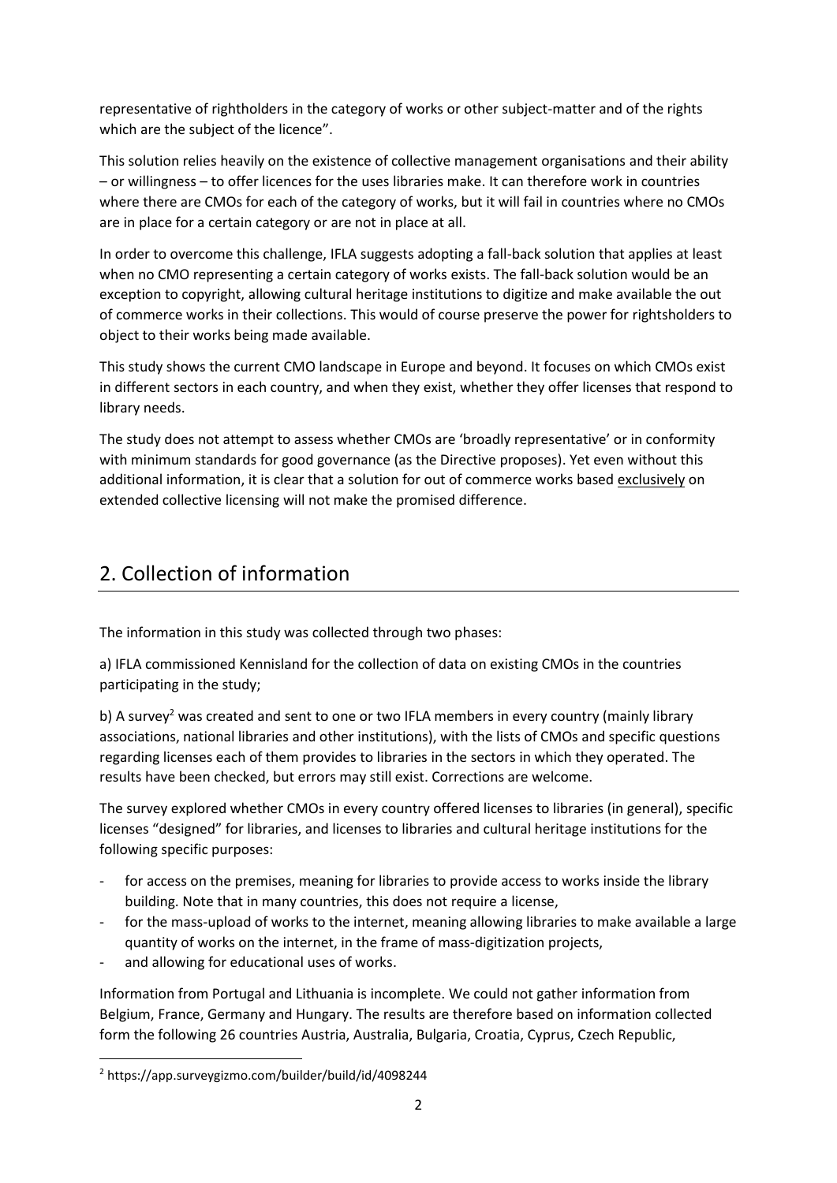representative of rightholders in the category of works or other subject-matter and of the rights which are the subject of the licence".

This solution relies heavily on the existence of collective management organisations and their ability – or willingness – to offer licences for the uses libraries make. It can therefore work in countries where there are CMOs for each of the category of works, but it will fail in countries where no CMOs are in place for a certain category or are not in place at all.

In order to overcome this challenge, IFLA suggests adopting a fall-back solution that applies at least when no CMO representing a certain category of works exists. The fall-back solution would be an exception to copyright, allowing cultural heritage institutions to digitize and make available the out of commerce works in their collections. This would of course preserve the power for rightsholders to object to their works being made available.

This study shows the current CMO landscape in Europe and beyond. It focuses on which CMOs exist in different sectors in each country, and when they exist, whether they offer licenses that respond to library needs.

The study does not attempt to assess whether CMOs are 'broadly representative' or in conformity with minimum standards for good governance (as the Directive proposes). Yet even without this additional information, it is clear that a solution for out of commerce works based exclusively on extended collective licensing will not make the promised difference.

## 2. Collection of information

The information in this study was collected through two phases:

a) IFLA commissioned Kennisland for the collection of data on existing CMOs in the countries participating in the study;

b) A survey[2] was created and sent to one or two IFLA members in every country (mainly library associations, national libraries and other institutions), with the lists of CMOs and specific questions regarding licenses each of them provides to libraries in the sectors in which they operated. The results have been checked, but errors may still exist. Corrections are welcome.

The survey explored whether CMOs in every country offered licenses to libraries (in general), specific licenses "designed" for libraries, and licenses to libraries and cultural heritage institutions for the following specific purposes:

- for access on the premises, meaning for libraries to provide access to works inside the library building. Note that in many countries, this does not require a license,
- for the mass-upload of works to the internet, meaning allowing libraries to make available a large quantity of works on the internet, in the frame of mass-digitization projects,
- and allowing for educational uses of works.

Information from Portugal and Lithuania is incomplete. We could not gather information from Belgium, France, Germany and Hungary. The results are therefore based on information collected form the following 26 countries Austria, Australia, Bulgaria, Croatia, Cyprus, Czech Republic,

[2] https://app.surveygizmo.com/builder/build/id/4098244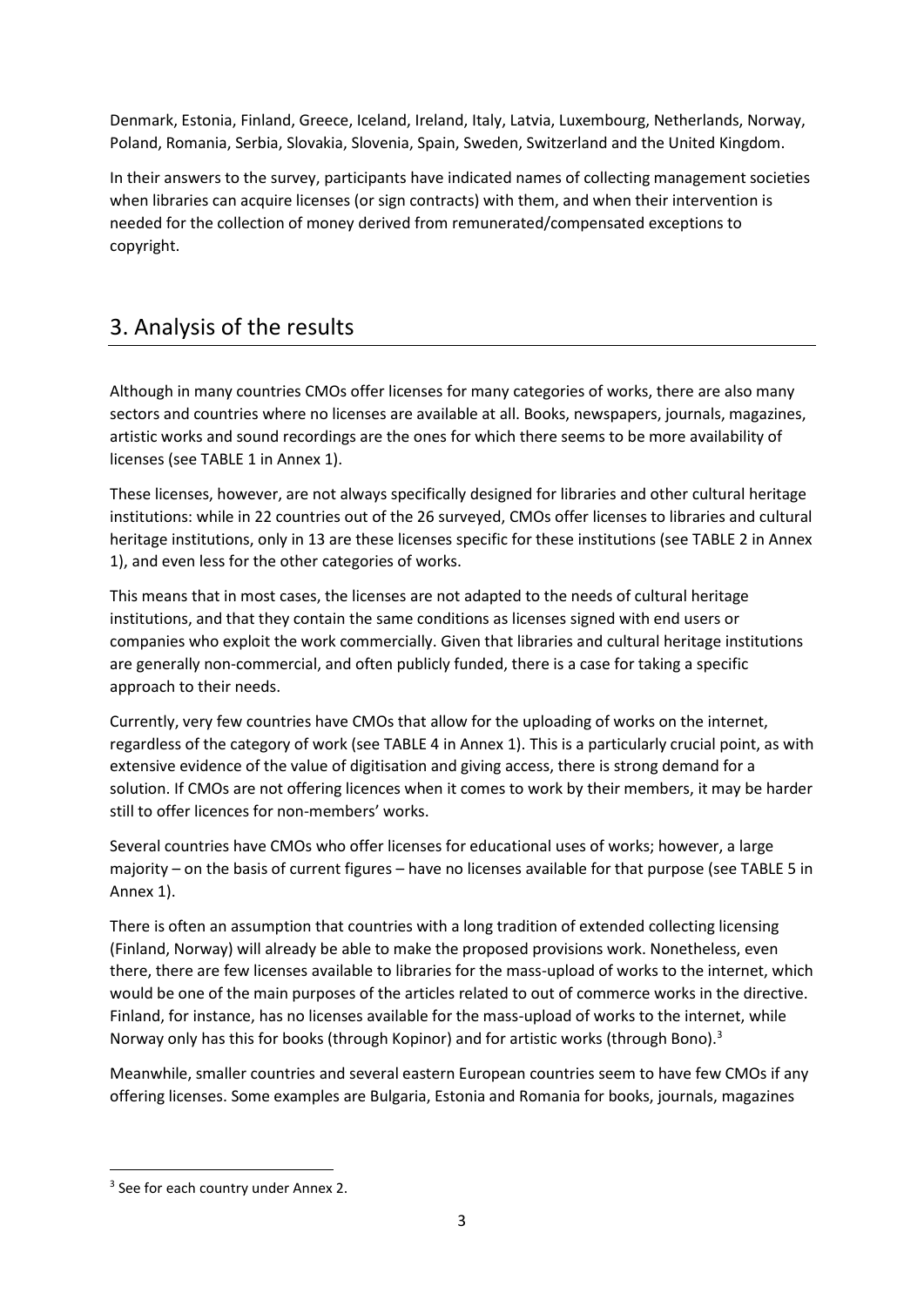Denmark, Estonia, Finland, Greece, Iceland, Ireland, Italy, Latvia, Luxembourg, Netherlands, Norway, Poland, Romania, Serbia, Slovakia, Slovenia, Spain, Sweden, Switzerland and the United Kingdom.

In their answers to the survey, participants have indicated names of collecting management societies when libraries can acquire licenses (or sign contracts) with them, and when their intervention is needed for the collection of money derived from remunerated/compensated exceptions to copyright.

## 3. Analysis of the results

Although in many countries CMOs offer licenses for many categories of works, there are also many sectors and countries where no licenses are available at all. Books, newspapers, journals, magazines, artistic works and sound recordings are the ones for which there seems to be more availability of licenses (see TABLE 1 in Annex 1).

These licenses, however, are not always specifically designed for libraries and other cultural heritage institutions: while in 22 countries out of the 26 surveyed, CMOs offer licenses to libraries and cultural heritage institutions, only in 13 are these licenses specific for these institutions (see TABLE 2 in Annex 1), and even less for the other categories of works.

This means that in most cases, the licenses are not adapted to the needs of cultural heritage institutions, and that they contain the same conditions as licenses signed with end users or companies who exploit the work commercially. Given that libraries and cultural heritage institutions are generally non-commercial, and often publicly funded, there is a case for taking a specific approach to their needs.

Currently, very few countries have CMOs that allow for the uploading of works on the internet, regardless of the category of work (see TABLE 4 in Annex 1). This is a particularly crucial point, as with extensive evidence of the value of digitisation and giving access, there is strong demand for a solution. If CMOs are not offering licences when it comes to work by their members, it may be harder still to offer licences for non-members' works.

Several countries have CMOs who offer licenses for educational uses of works; however, a large majority – on the basis of current figures – have no licenses available for that purpose (see TABLE 5 in Annex 1).

There is often an assumption that countries with a long tradition of extended collecting licensing (Finland, Norway) will already be able to make the proposed provisions work. Nonetheless, even there, there are few licenses available to libraries for the mass-upload of works to the internet, which would be one of the main purposes of the articles related to out of commerce works in the directive. Finland, for instance, has no licenses available for the mass-upload of works to the internet, while Norway only has this for books (through Kopinor) and for artistic works (through Bono).[3]

Meanwhile, smaller countries and several eastern European countries seem to have few CMOs if any offering licenses. Some examples are Bulgaria, Estonia and Romania for books, journals, magazines

[3] See for each country under Annex 2.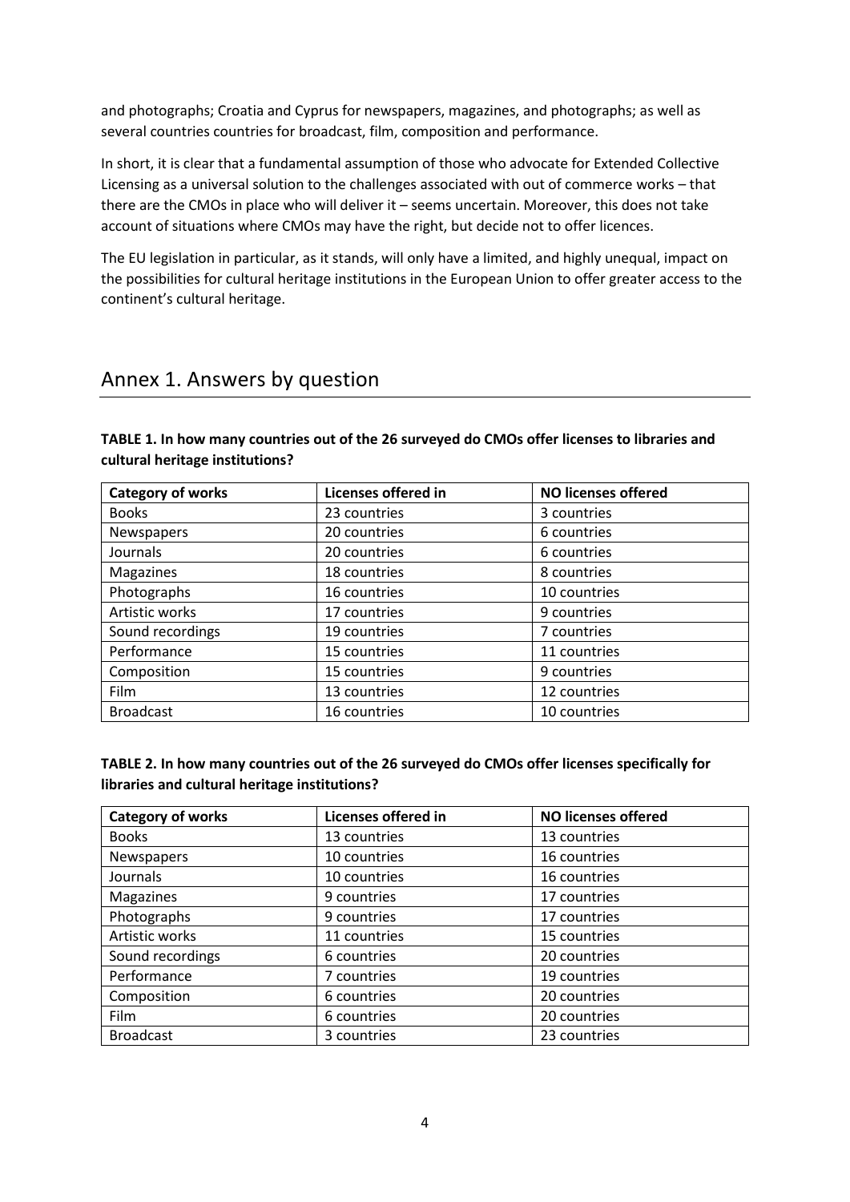and photographs; Croatia and Cyprus for newspapers, magazines, and photographs; as well as several countries countries for broadcast, film, composition and performance.

In short, it is clear that a fundamental assumption of those who advocate for Extended Collective Licensing as a universal solution to the challenges associated with out of commerce works – that there are the CMOs in place who will deliver it – seems uncertain. Moreover, this does not take account of situations where CMOs may have the right, but decide not to offer licences.

The EU legislation in particular, as it stands, will only have a limited, and highly unequal, impact on the possibilities for cultural heritage institutions in the European Union to offer greater access to the continent's cultural heritage.

## Annex 1. Answers by question

**TABLE 1. In how many countries out of the 26 surveyed do CMOs offer licenses to libraries and cultural heritage institutions?**

| Category of works | Licenses offered in | NO licenses offered |
|---|---|---|
| Books | 23 countries | 3 countries |
| Newspapers | 20 countries | 6 countries |
| Journals | 20 countries | 6 countries |
| Magazines | 18 countries | 8 countries |
| Photographs | 16 countries | 10 countries |
| Artistic works | 17 countries | 9 countries |
| Sound recordings | 19 countries | 7 countries |
| Performance | 15 countries | 11 countries |
| Composition | 15 countries | 9 countries |
| Film | 13 countries | 12 countries |
| Broadcast | 16 countries | 10 countries |

**TABLE 2. In how many countries out of the 26 surveyed do CMOs offer licenses specifically for libraries and cultural heritage institutions?**

| Category of works | Licenses offered in | NO licenses offered |
|---|---|---|
| Books | 13 countries | 13 countries |
| Newspapers | 10 countries | 16 countries |
| Journals | 10 countries | 16 countries |
| Magazines | 9 countries | 17 countries |
| Photographs | 9 countries | 17 countries |
| Artistic works | 11 countries | 15 countries |
| Sound recordings | 6 countries | 20 countries |
| Performance | 7 countries | 19 countries |
| Composition | 6 countries | 20 countries |
| Film | 6 countries | 20 countries |
| Broadcast | 3 countries | 23 countries |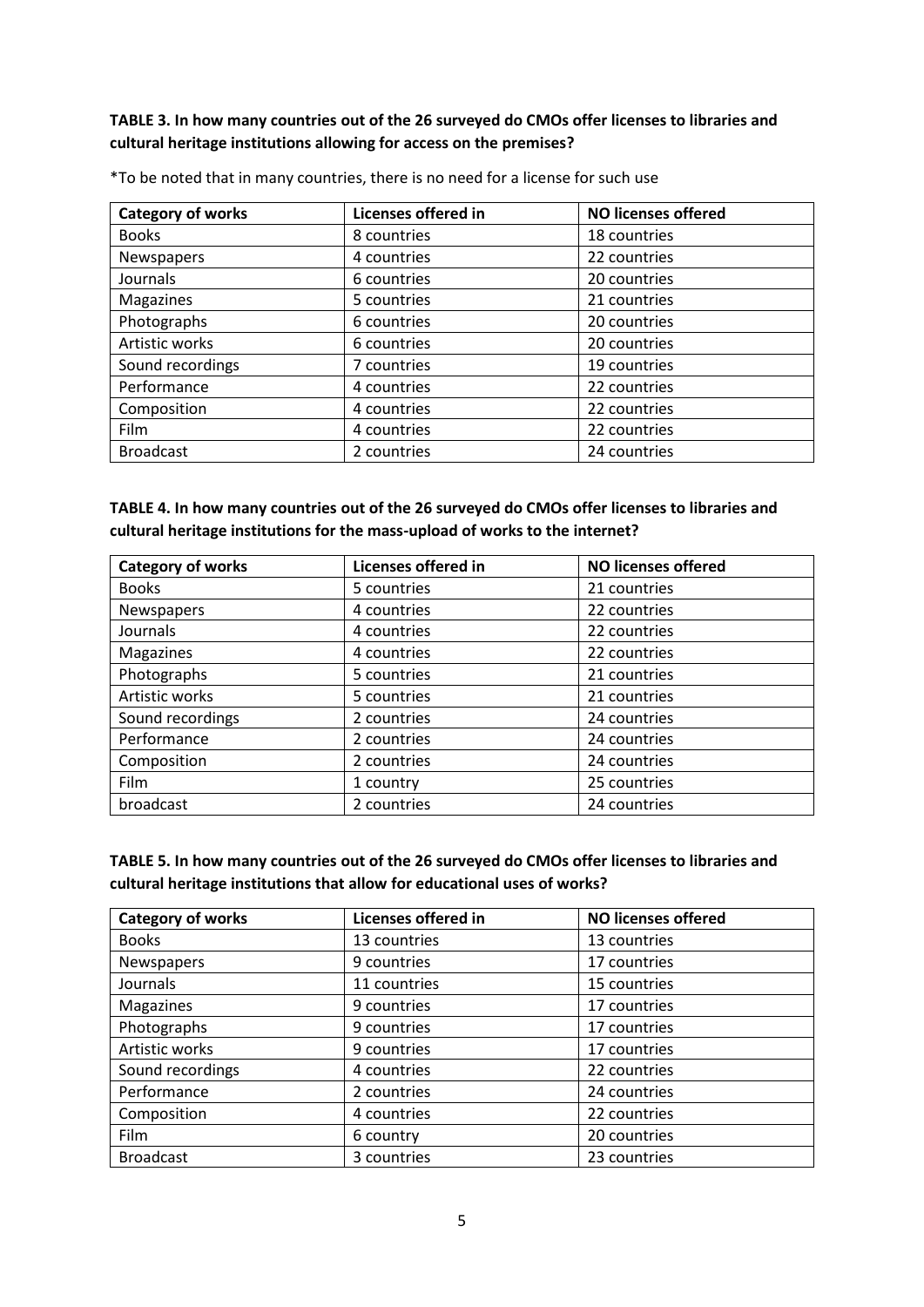**TABLE 3. In how many countries out of the 26 surveyed do CMOs offer licenses to libraries and cultural heritage institutions allowing for access on the premises?**

*To be noted that in many countries, there is no need for a license for such use

| Category of works | Licenses offered in | NO licenses offered |
|---|---|---|
| Books | 8 countries | 18 countries |
| Newspapers | 4 countries | 22 countries |
| Journals | 6 countries | 20 countries |
| Magazines | 5 countries | 21 countries |
| Photographs | 6 countries | 20 countries |
| Artistic works | 6 countries | 20 countries |
| Sound recordings | 7 countries | 19 countries |
| Performance | 4 countries | 22 countries |
| Composition | 4 countries | 22 countries |
| Film | 4 countries | 22 countries |
| Broadcast | 2 countries | 24 countries |

**TABLE 4. In how many countries out of the 26 surveyed do CMOs offer licenses to libraries and cultural heritage institutions for the mass-upload of works to the internet?**

| Category of works | Licenses offered in | NO licenses offered |
|---|---|---|
| Books | 5 countries | 21 countries |
| Newspapers | 4 countries | 22 countries |
| Journals | 4 countries | 22 countries |
| Magazines | 4 countries | 22 countries |
| Photographs | 5 countries | 21 countries |
| Artistic works | 5 countries | 21 countries |
| Sound recordings | 2 countries | 24 countries |
| Performance | 2 countries | 24 countries |
| Composition | 2 countries | 24 countries |
| Film | 1 country | 25 countries |
| broadcast | 2 countries | 24 countries |

**TABLE 5. In how many countries out of the 26 surveyed do CMOs offer licenses to libraries and cultural heritage institutions that allow for educational uses of works?**

| Category of works | Licenses offered in | NO licenses offered |
|---|---|---|
| Books | 13 countries | 13 countries |
| Newspapers | 9 countries | 17 countries |
| Journals | 11 countries | 15 countries |
| Magazines | 9 countries | 17 countries |
| Photographs | 9 countries | 17 countries |
| Artistic works | 9 countries | 17 countries |
| Sound recordings | 4 countries | 22 countries |
| Performance | 2 countries | 24 countries |
| Composition | 4 countries | 22 countries |
| Film | 6 country | 20 countries |
| Broadcast | 3 countries | 23 countries |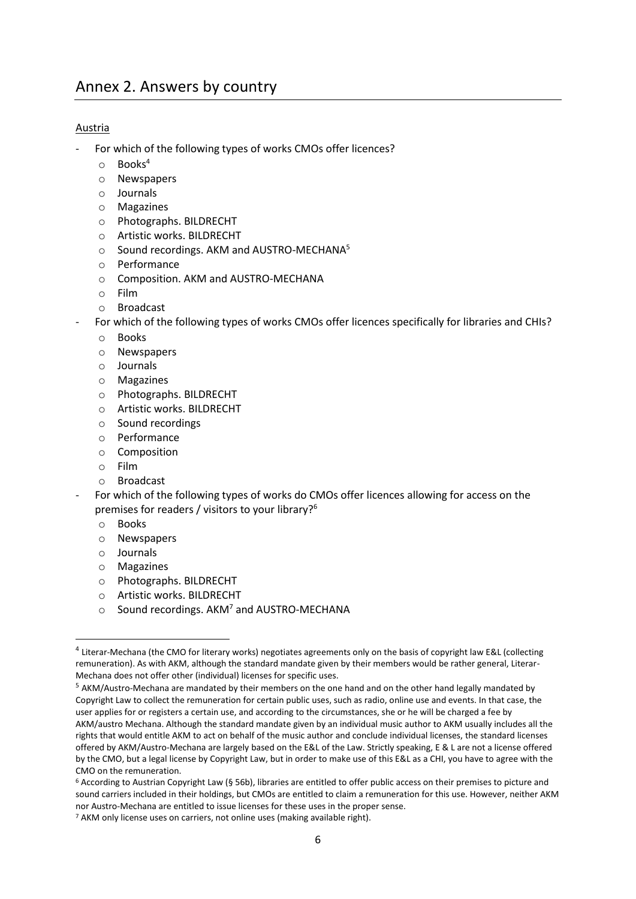# Annex 2. Answers by country

Austria

- For which of the following types of works CMOs offer licences?
  - Books[4]
  - Newspapers
  - Journals
  - Magazines
  - Photographs. BILDRECHT
  - Artistic works. BILDRECHT
  - Sound recordings. AKM and AUSTRO-MECHANA[5]
  - Performance
  - Composition. AKM and AUSTRO-MECHANA
  - Film
  - Broadcast
- For which of the following types of works CMOs offer licences specifically for libraries and CHIs?
  - Books
  - Newspapers
  - Journals
  - Magazines
  - Photographs. BILDRECHT
  - Artistic works. BILDRECHT
  - Sound recordings
  - Performance
  - Composition
  - Film
  - Broadcast
- For which of the following types of works do CMOs offer licences allowing for access on the premises for readers / visitors to your library?[6]
  - Books
  - Newspapers
  - Journals
  - Magazines
  - Photographs. BILDRECHT
  - Artistic works. BILDRECHT
  - Sound recordings. AKM[7] and AUSTRO-MECHANA

---

[4] Literar-Mechana (the CMO for literary works) negotiates agreements only on the basis of copyright law E&L (collecting remuneration). As with AKM, although the standard mandate given by their members would be rather general, Literar-Mechana does not offer other (individual) licenses for specific uses.

[5] AKM/Austro-Mechana are mandated by their members on the one hand and on the other hand legally mandated by Copyright Law to collect the remuneration for certain public uses, such as radio, online use and events. In that case, the user applies for or registers a certain use, and according to the circumstances, she or he will be charged a fee by AKM/austro Mechana. Although the standard mandate given by an individual music author to AKM usually includes all the rights that would entitle AKM to act on behalf of the music author and conclude individual licenses, the standard licenses offered by AKM/Austro-Mechana are largely based on the E&L of the Law. Strictly speaking, E & L are not a license offered by the CMO, but a legal license by Copyright Law, but in order to make use of this E&L as a CHI, you have to agree with the CMO on the remuneration.

[6] According to Austrian Copyright Law (§ 56b), libraries are entitled to offer public access on their premises to picture and sound carriers included in their holdings, but CMOs are entitled to claim a remuneration for this use. However, neither AKM nor Austro-Mechana are entitled to issue licenses for these uses in the proper sense.

[7] AKM only license uses on carriers, not online uses (making available right).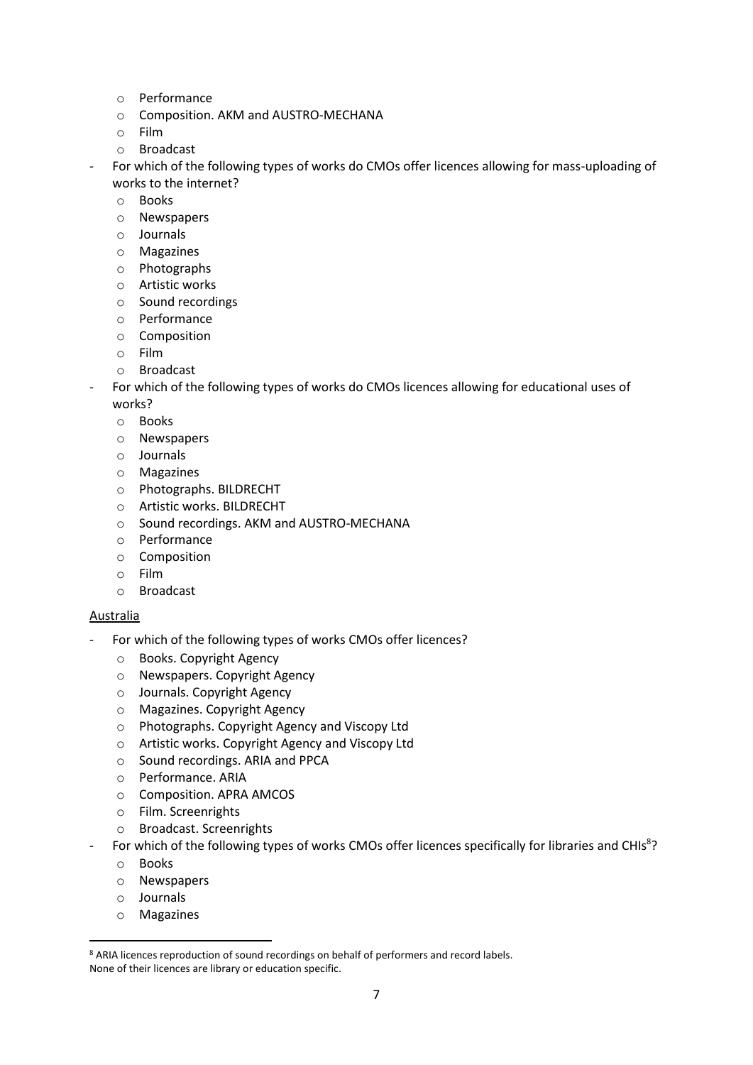- Performance
  - Composition. AKM and AUSTRO-MECHANA
  - Film
  - Broadcast
- For which of the following types of works do CMOs offer licences allowing for mass-uploading of works to the internet?
  - Books
  - Newspapers
  - Journals
  - Magazines
  - Photographs
  - Artistic works
  - Sound recordings
  - Performance
  - Composition
  - Film
  - Broadcast
- For which of the following types of works do CMOs licences allowing for educational uses of works?
  - Books
  - Newspapers
  - Journals
  - Magazines
  - Photographs. BILDRECHT
  - Artistic works. BILDRECHT
  - Sound recordings. AKM and AUSTRO-MECHANA
  - Performance
  - Composition
  - Film
  - Broadcast

<u>Australia</u>

- For which of the following types of works CMOs offer licences?
  - Books. Copyright Agency
  - Newspapers. Copyright Agency
  - Journals. Copyright Agency
  - Magazines. Copyright Agency
  - Photographs. Copyright Agency and Viscopy Ltd
  - Artistic works. Copyright Agency and Viscopy Ltd
  - Sound recordings. ARIA and PPCA
  - Performance. ARIA
  - Composition. APRA AMCOS
  - Film. Screenrights
  - Broadcast. Screenrights
- For which of the following types of works CMOs offer licences specifically for libraries and CHIs[8]?
  - Books
  - Newspapers
  - Journals
  - Magazines

[8] ARIA licences reproduction of sound recordings on behalf of performers and record labels.
None of their licences are library or education specific.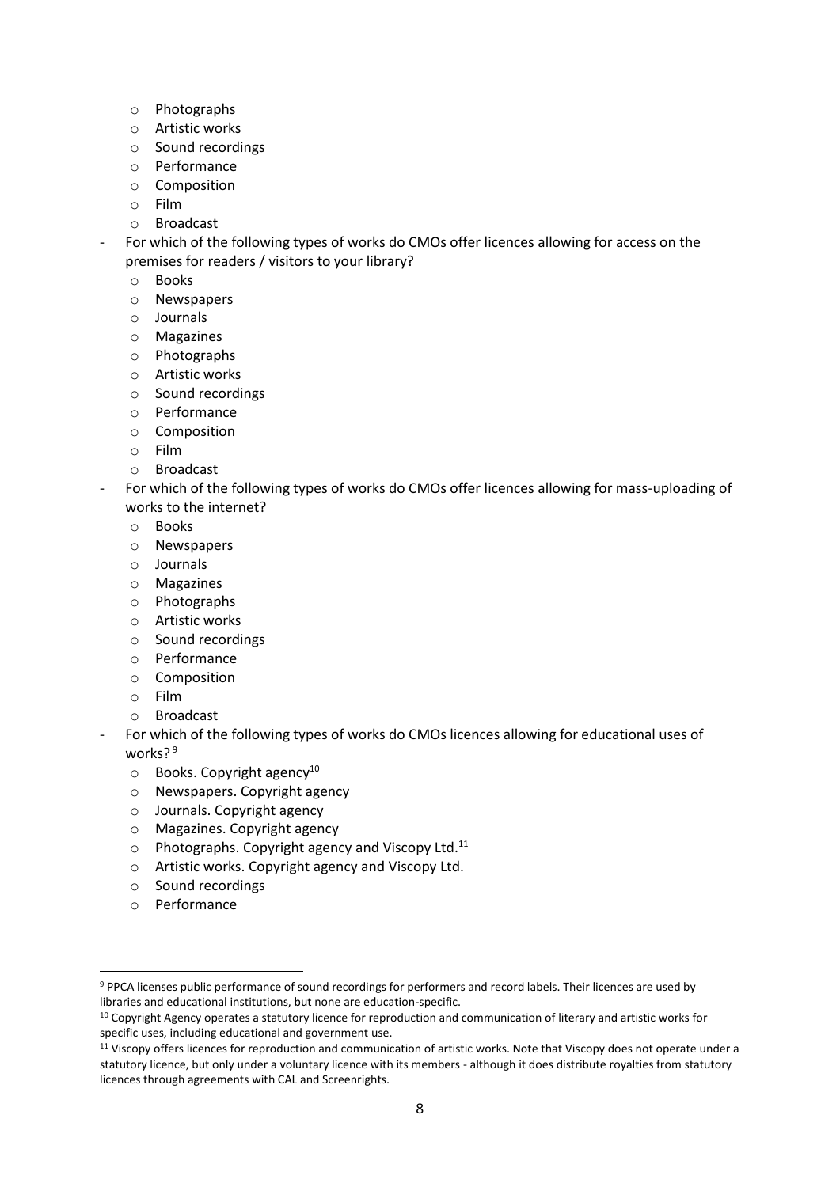- Photographs
  - Artistic works
  - Sound recordings
  - Performance
  - Composition
  - Film
  - Broadcast
- For which of the following types of works do CMOs offer licences allowing for access on the premises for readers / visitors to your library?
  - Books
  - Newspapers
  - Journals
  - Magazines
  - Photographs
  - Artistic works
  - Sound recordings
  - Performance
  - Composition
  - Film
  - Broadcast
- For which of the following types of works do CMOs offer licences allowing for mass-uploading of works to the internet?
  - Books
  - Newspapers
  - Journals
  - Magazines
  - Photographs
  - Artistic works
  - Sound recordings
  - Performance
  - Composition
  - Film
  - Broadcast
- For which of the following types of works do CMOs licences allowing for educational uses of works? [9]
  - Books. Copyright agency[10]
  - Newspapers. Copyright agency
  - Journals. Copyright agency
  - Magazines. Copyright agency
  - Photographs. Copyright agency and Viscopy Ltd.[11]
  - Artistic works. Copyright agency and Viscopy Ltd.
  - Sound recordings
  - Performance

---

[9] PPCA licenses public performance of sound recordings for performers and record labels. Their licences are used by libraries and educational institutions, but none are education-specific.

[10] Copyright Agency operates a statutory licence for reproduction and communication of literary and artistic works for specific uses, including educational and government use.

[11] Viscopy offers licences for reproduction and communication of artistic works. Note that Viscopy does not operate under a statutory licence, but only under a voluntary licence with its members - although it does distribute royalties from statutory licences through agreements with CAL and Screenrights.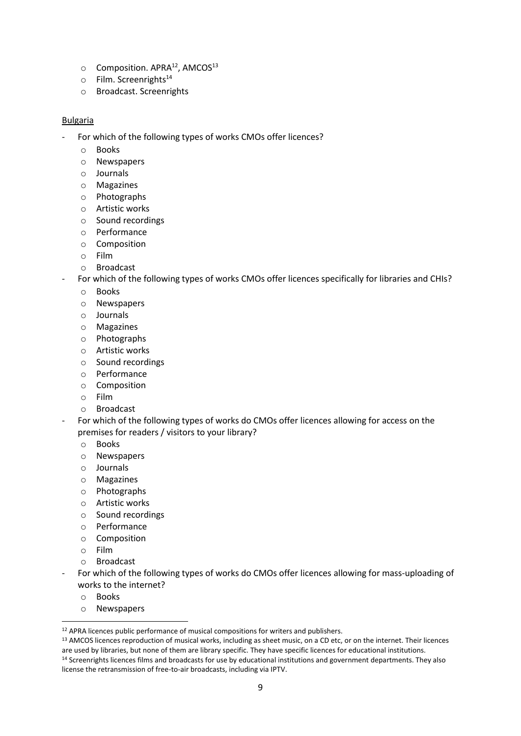- Composition. APRA[12], AMCOS[13]
  - Film. Screenrights[14]
  - Broadcast. Screenrights

Bulgaria

- For which of the following types of works CMOs offer licences?
  - Books
  - Newspapers
  - Journals
  - Magazines
  - Photographs
  - Artistic works
  - Sound recordings
  - Performance
  - Composition
  - Film
  - Broadcast
- For which of the following types of works CMOs offer licences specifically for libraries and CHIs?
  - Books
  - Newspapers
  - Journals
  - Magazines
  - Photographs
  - Artistic works
  - Sound recordings
  - Performance
  - Composition
  - Film
  - Broadcast
- For which of the following types of works do CMOs offer licences allowing for access on the premises for readers / visitors to your library?
  - Books
  - Newspapers
  - Journals
  - Magazines
  - Photographs
  - Artistic works
  - Sound recordings
  - Performance
  - Composition
  - Film
  - Broadcast
- For which of the following types of works do CMOs offer licences allowing for mass-uploading of works to the internet?
  - Books
  - Newspapers

---

[12] APRA licences public performance of musical compositions for writers and publishers.

[13] AMCOS licences reproduction of musical works, including as sheet music, on a CD etc, or on the internet. Their licences are used by libraries, but none of them are library specific. They have specific licences for educational institutions.

[14] Screenrights licences films and broadcasts for use by educational institutions and government departments. They also license the retransmission of free-to-air broadcasts, including via IPTV.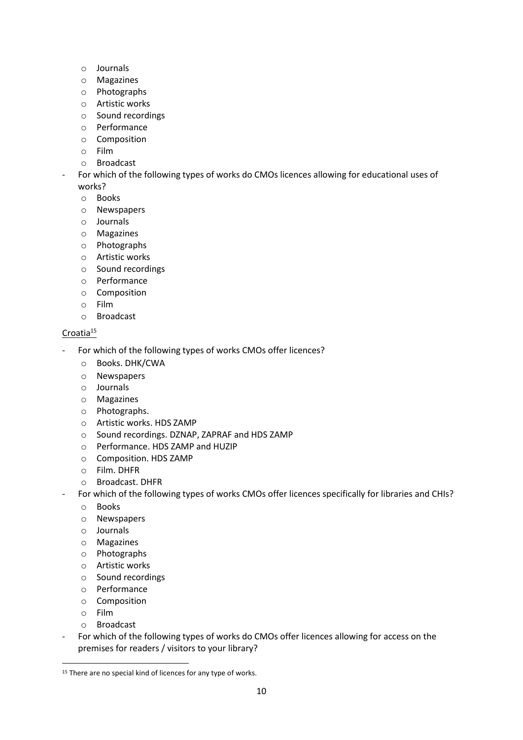- Journals
    - Magazines
    - Photographs
    - Artistic works
    - Sound recordings
    - Performance
    - Composition
    - Film
    - Broadcast
- For which of the following types of works do CMOs licences allowing for educational uses of works?
    - Books
    - Newspapers
    - Journals
    - Magazines
    - Photographs
    - Artistic works
    - Sound recordings
    - Performance
    - Composition
    - Film
    - Broadcast

Croatia[15]

- For which of the following types of works CMOs offer licences?
    - Books. DHK/CWA
    - Newspapers
    - Journals
    - Magazines
    - Photographs.
    - Artistic works. HDS ZAMP
    - Sound recordings. DZNAP, ZAPRAF and HDS ZAMP
    - Performance. HDS ZAMP and HUZIP
    - Composition. HDS ZAMP
    - Film. DHFR
    - Broadcast. DHFR
- For which of the following types of works CMOs offer licences specifically for libraries and CHIs?
    - Books
    - Newspapers
    - Journals
    - Magazines
    - Photographs
    - Artistic works
    - Sound recordings
    - Performance
    - Composition
    - Film
    - Broadcast
- For which of the following types of works do CMOs offer licences allowing for access on the premises for readers / visitors to your library?

[15] There are no special kind of licences for any type of works.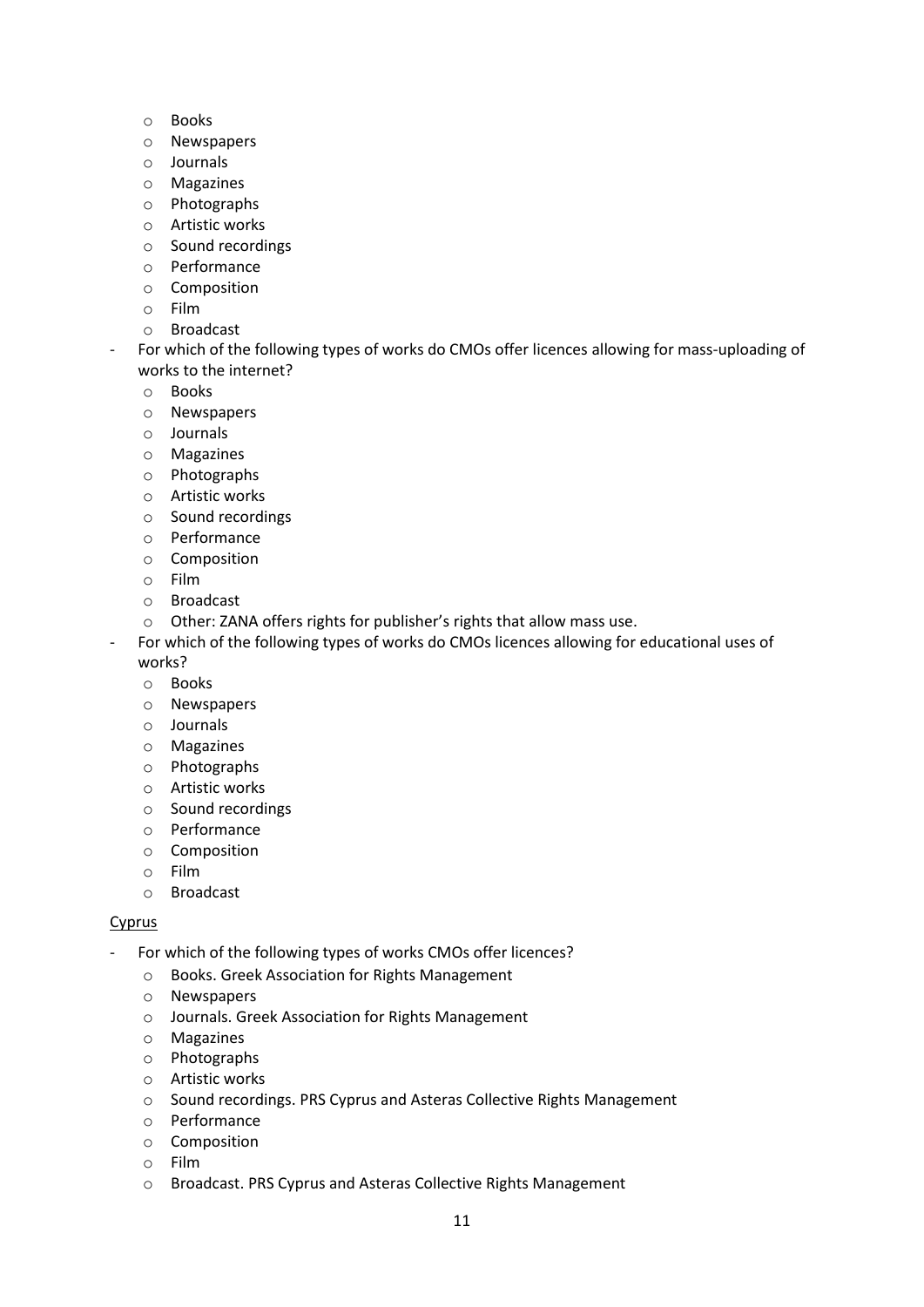- Books
- Newspapers
- Journals
- Magazines
- Photographs
- Artistic works
- Sound recordings
- Performance
- Composition
- Film
- Broadcast

- For which of the following types of works do CMOs offer licences allowing for mass-uploading of works to the internet?
  - Books
  - Newspapers
  - Journals
  - Magazines
  - Photographs
  - Artistic works
  - Sound recordings
  - Performance
  - Composition
  - Film
  - Broadcast
  - Other: ZANA offers rights for publisher's rights that allow mass use.
- For which of the following types of works do CMOs licences allowing for educational uses of works?
  - Books
  - Newspapers
  - Journals
  - Magazines
  - Photographs
  - Artistic works
  - Sound recordings
  - Performance
  - Composition
  - Film
  - Broadcast

<u>Cyprus</u>

- For which of the following types of works CMOs offer licences?
  - Books. Greek Association for Rights Management
  - Newspapers
  - Journals. Greek Association for Rights Management
  - Magazines
  - Photographs
  - Artistic works
  - Sound recordings. PRS Cyprus and Asteras Collective Rights Management
  - Performance
  - Composition
  - Film
  - Broadcast. PRS Cyprus and Asteras Collective Rights Management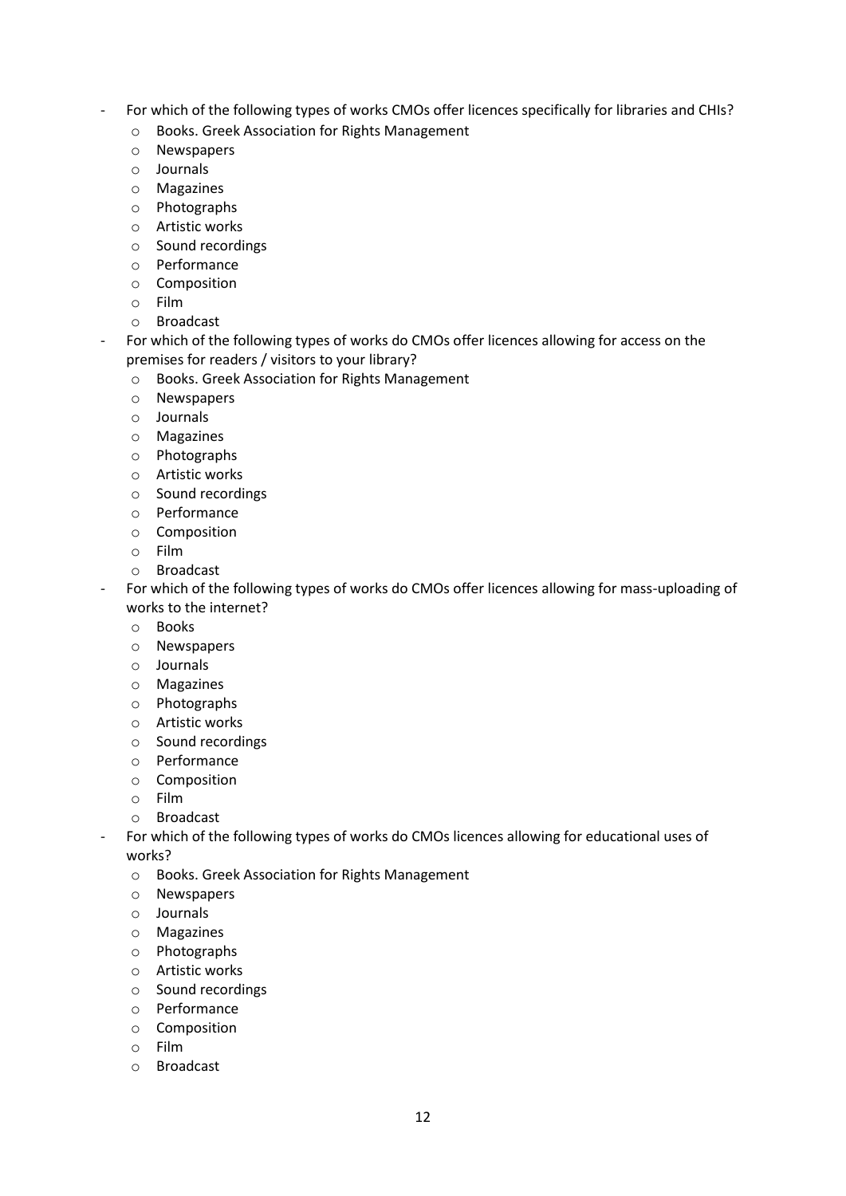- For which of the following types of works CMOs offer licences specifically for libraries and CHIs?
    - Books. Greek Association for Rights Management
    - Newspapers
    - Journals
    - Magazines
    - Photographs
    - Artistic works
    - Sound recordings
    - Performance
    - Composition
    - Film
    - Broadcast
- For which of the following types of works do CMOs offer licences allowing for access on the premises for readers / visitors to your library?
    - Books. Greek Association for Rights Management
    - Newspapers
    - Journals
    - Magazines
    - Photographs
    - Artistic works
    - Sound recordings
    - Performance
    - Composition
    - Film
    - Broadcast
- For which of the following types of works do CMOs offer licences allowing for mass-uploading of works to the internet?
    - Books
    - Newspapers
    - Journals
    - Magazines
    - Photographs
    - Artistic works
    - Sound recordings
    - Performance
    - Composition
    - Film
    - Broadcast
- For which of the following types of works do CMOs licences allowing for educational uses of works?
    - Books. Greek Association for Rights Management
    - Newspapers
    - Journals
    - Magazines
    - Photographs
    - Artistic works
    - Sound recordings
    - Performance
    - Composition
    - Film
    - Broadcast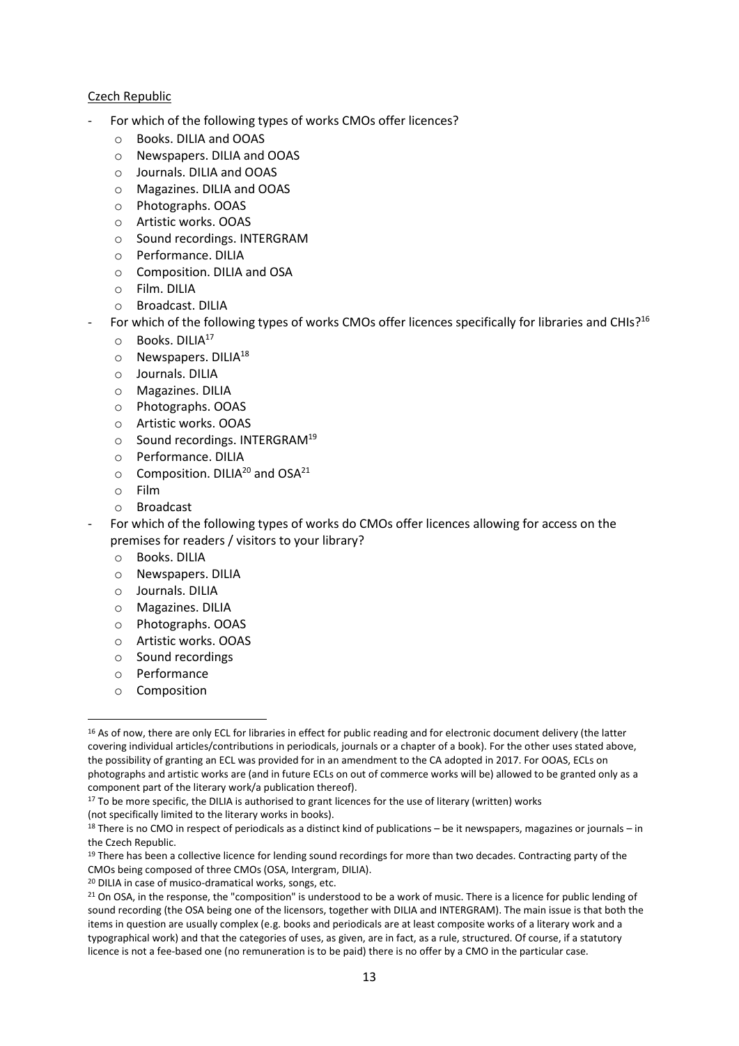Czech Republic

- For which of the following types of works CMOs offer licences?
  - Books. DILIA and OOAS
  - Newspapers. DILIA and OOAS
  - Journals. DILIA and OOAS
  - Magazines. DILIA and OOAS
  - Photographs. OOAS
  - Artistic works. OOAS
  - Sound recordings. INTERGRAM
  - Performance. DILIA
  - Composition. DILIA and OSA
  - Film. DILIA
  - Broadcast. DILIA
- For which of the following types of works CMOs offer licences specifically for libraries and CHIs?[16]
  - Books. DILIA[17]
  - Newspapers. DILIA[18]
  - Journals. DILIA
  - Magazines. DILIA
  - Photographs. OOAS
  - Artistic works. OOAS
  - Sound recordings. INTERGRAM[19]
  - Performance. DILIA
  - Composition. DILIA[20] and OSA[21]
  - Film
  - Broadcast
- For which of the following types of works do CMOs offer licences allowing for access on the premises for readers / visitors to your library?
  - Books. DILIA
  - Newspapers. DILIA
  - Journals. DILIA
  - Magazines. DILIA
  - Photographs. OOAS
  - Artistic works. OOAS
  - Sound recordings
  - Performance
  - Composition

---

[16] As of now, there are only ECL for libraries in effect for public reading and for electronic document delivery (the latter covering individual articles/contributions in periodicals, journals or a chapter of a book). For the other uses stated above, the possibility of granting an ECL was provided for in an amendment to the CA adopted in 2017. For OOAS, ECLs on photographs and artistic works are (and in future ECLs on out of commerce works will be) allowed to be granted only as a component part of the literary work/a publication thereof).

[17] To be more specific, the DILIA is authorised to grant licences for the use of literary (written) works (not specifically limited to the literary works in books).

[18] There is no CMO in respect of periodicals as a distinct kind of publications – be it newspapers, magazines or journals – in the Czech Republic.

[19] There has been a collective licence for lending sound recordings for more than two decades. Contracting party of the CMOs being composed of three CMOs (OSA, Intergram, DILIA).

[20] DILIA in case of musico-dramatical works, songs, etc.

[21] On OSA, in the response, the "composition" is understood to be a work of music. There is a licence for public lending of sound recording (the OSA being one of the licensors, together with DILIA and INTERGRAM). The main issue is that both the items in question are usually complex (e.g. books and periodicals are at least composite works of a literary work and a typographical work) and that the categories of uses, as given, are in fact, as a rule, structured. Of course, if a statutory licence is not a fee-based one (no remuneration is to be paid) there is no offer by a CMO in the particular case.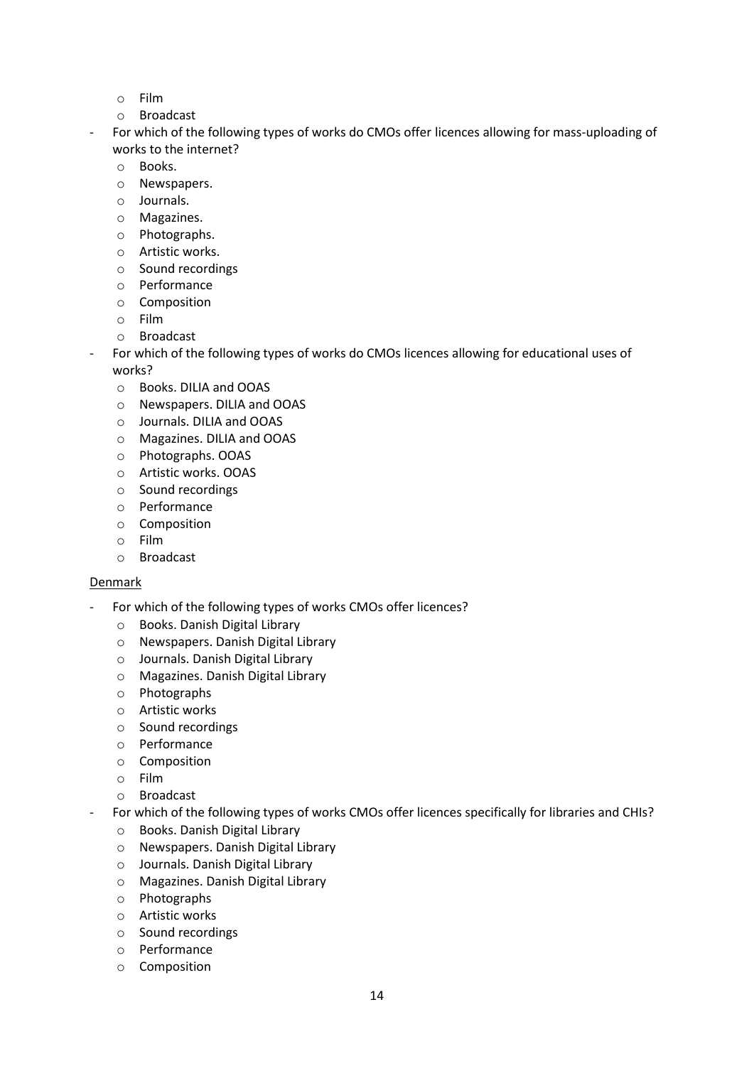- Film
  - Broadcast
- For which of the following types of works do CMOs offer licences allowing for mass-uploading of works to the internet?
  - Books.
  - Newspapers.
  - Journals.
  - Magazines.
  - Photographs.
  - Artistic works.
  - Sound recordings
  - Performance
  - Composition
  - Film
  - Broadcast
- For which of the following types of works do CMOs licences allowing for educational uses of works?
  - Books. DILIA and OOAS
  - Newspapers. DILIA and OOAS
  - Journals. DILIA and OOAS
  - Magazines. DILIA and OOAS
  - Photographs. OOAS
  - Artistic works. OOAS
  - Sound recordings
  - Performance
  - Composition
  - Film
  - Broadcast

<u>Denmark</u>

- For which of the following types of works CMOs offer licences?
  - Books. Danish Digital Library
  - Newspapers. Danish Digital Library
  - Journals. Danish Digital Library
  - Magazines. Danish Digital Library
  - Photographs
  - Artistic works
  - Sound recordings
  - Performance
  - Composition
  - Film
  - Broadcast
- For which of the following types of works CMOs offer licences specifically for libraries and CHIs?
  - Books. Danish Digital Library
  - Newspapers. Danish Digital Library
  - Journals. Danish Digital Library
  - Magazines. Danish Digital Library
  - Photographs
  - Artistic works
  - Sound recordings
  - Performance
  - Composition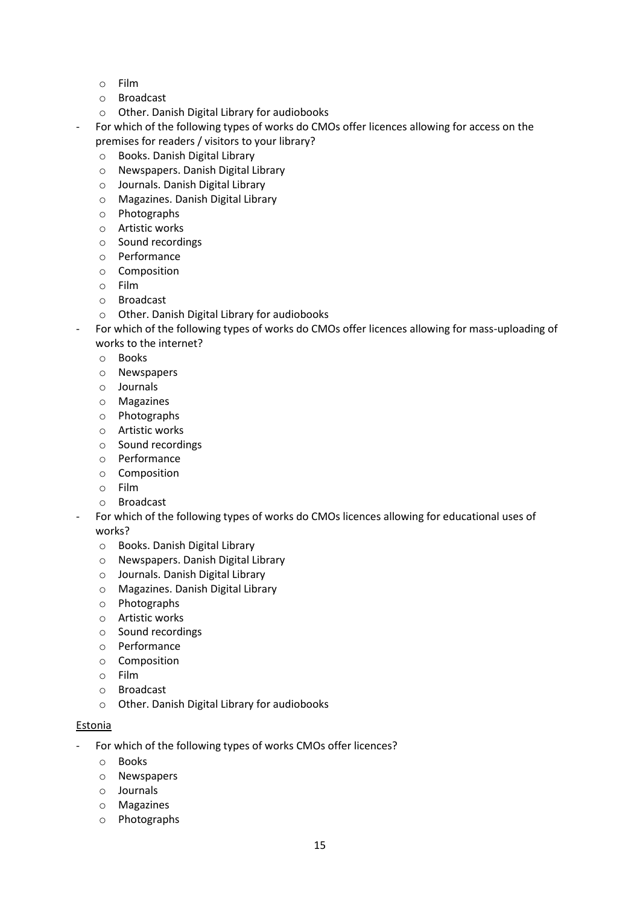- Film
  - Broadcast
  - Other. Danish Digital Library for audiobooks
- For which of the following types of works do CMOs offer licences allowing for access on the premises for readers / visitors to your library?
  - Books. Danish Digital Library
  - Newspapers. Danish Digital Library
  - Journals. Danish Digital Library
  - Magazines. Danish Digital Library
  - Photographs
  - Artistic works
  - Sound recordings
  - Performance
  - Composition
  - Film
  - Broadcast
  - Other. Danish Digital Library for audiobooks
- For which of the following types of works do CMOs offer licences allowing for mass-uploading of works to the internet?
  - Books
  - Newspapers
  - Journals
  - Magazines
  - Photographs
  - Artistic works
  - Sound recordings
  - Performance
  - Composition
  - Film
  - Broadcast
- For which of the following types of works do CMOs licences allowing for educational uses of works?
  - Books. Danish Digital Library
  - Newspapers. Danish Digital Library
  - Journals. Danish Digital Library
  - Magazines. Danish Digital Library
  - Photographs
  - Artistic works
  - Sound recordings
  - Performance
  - Composition
  - Film
  - Broadcast
  - Other. Danish Digital Library for audiobooks

<u>Estonia</u>

- For which of the following types of works CMOs offer licences?
  - Books
  - Newspapers
  - Journals
  - Magazines
  - Photographs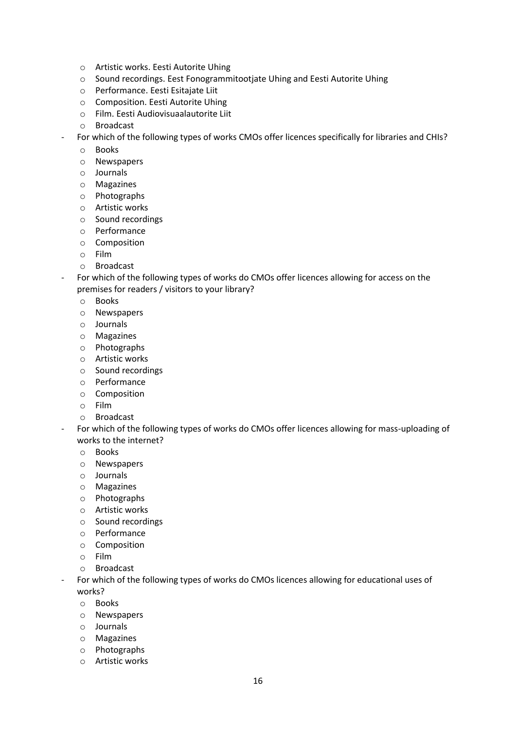- Artistic works. Eesti Autorite Uhing
  - Sound recordings. Eest Fonogrammitootjate Uhing and Eesti Autorite Uhing
  - Performance. Eesti Esitajate Liit
  - Composition. Eesti Autorite Uhing
  - Film. Eesti Audiovisuaalautorite Liit
  - Broadcast
- For which of the following types of works CMOs offer licences specifically for libraries and CHIs?
  - Books
  - Newspapers
  - Journals
  - Magazines
  - Photographs
  - Artistic works
  - Sound recordings
  - Performance
  - Composition
  - Film
  - Broadcast
- For which of the following types of works do CMOs offer licences allowing for access on the premises for readers / visitors to your library?
  - Books
  - Newspapers
  - Journals
  - Magazines
  - Photographs
  - Artistic works
  - Sound recordings
  - Performance
  - Composition
  - Film
  - Broadcast
- For which of the following types of works do CMOs offer licences allowing for mass-uploading of works to the internet?
  - Books
  - Newspapers
  - Journals
  - Magazines
  - Photographs
  - Artistic works
  - Sound recordings
  - Performance
  - Composition
  - Film
  - Broadcast
- For which of the following types of works do CMOs licences allowing for educational uses of works?
  - Books
  - Newspapers
  - Journals
  - Magazines
  - Photographs
  - Artistic works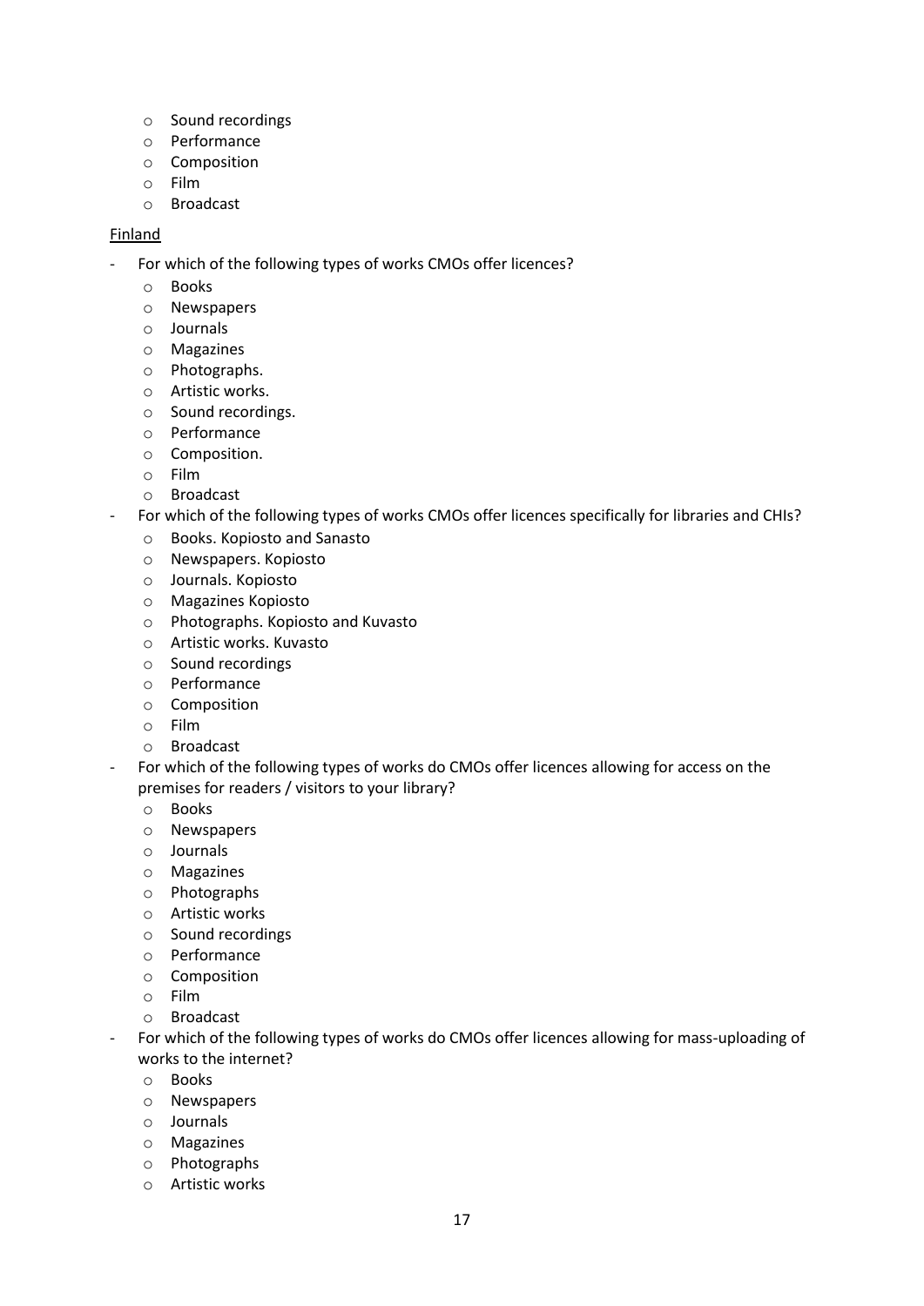- Sound recordings
  - Performance
  - Composition
  - Film
  - Broadcast

Finland

- For which of the following types of works CMOs offer licences?
  - Books
  - Newspapers
  - Journals
  - Magazines
  - Photographs.
  - Artistic works.
  - Sound recordings.
  - Performance
  - Composition.
  - Film
  - Broadcast
- For which of the following types of works CMOs offer licences specifically for libraries and CHIs?
  - Books. Kopiosto and Sanasto
  - Newspapers. Kopiosto
  - Journals. Kopiosto
  - Magazines Kopiosto
  - Photographs. Kopiosto and Kuvasto
  - Artistic works. Kuvasto
  - Sound recordings
  - Performance
  - Composition
  - Film
  - Broadcast
- For which of the following types of works do CMOs offer licences allowing for access on the premises for readers / visitors to your library?
  - Books
  - Newspapers
  - Journals
  - Magazines
  - Photographs
  - Artistic works
  - Sound recordings
  - Performance
  - Composition
  - Film
  - Broadcast
- For which of the following types of works do CMOs offer licences allowing for mass-uploading of works to the internet?
  - Books
  - Newspapers
  - Journals
  - Magazines
  - Photographs
  - Artistic works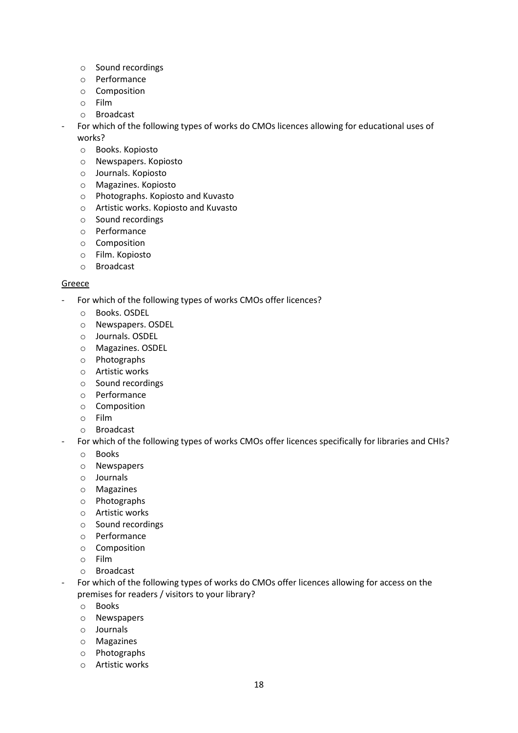- Sound recordings
    - Performance
    - Composition
    - Film
    - Broadcast
- For which of the following types of works do CMOs licences allowing for educational uses of works?
    - Books. Kopiosto
    - Newspapers. Kopiosto
    - Journals. Kopiosto
    - Magazines. Kopiosto
    - Photographs. Kopiosto and Kuvasto
    - Artistic works. Kopiosto and Kuvasto
    - Sound recordings
    - Performance
    - Composition
    - Film. Kopiosto
    - Broadcast

<u>Greece</u>

- For which of the following types of works CMOs offer licences?
    - Books. OSDEL
    - Newspapers. OSDEL
    - Journals. OSDEL
    - Magazines. OSDEL
    - Photographs
    - Artistic works
    - Sound recordings
    - Performance
    - Composition
    - Film
    - Broadcast
- For which of the following types of works CMOs offer licences specifically for libraries and CHIs?
    - Books
    - Newspapers
    - Journals
    - Magazines
    - Photographs
    - Artistic works
    - Sound recordings
    - Performance
    - Composition
    - Film
    - Broadcast
- For which of the following types of works do CMOs offer licences allowing for access on the premises for readers / visitors to your library?
    - Books
    - Newspapers
    - Journals
    - Magazines
    - Photographs
    - Artistic works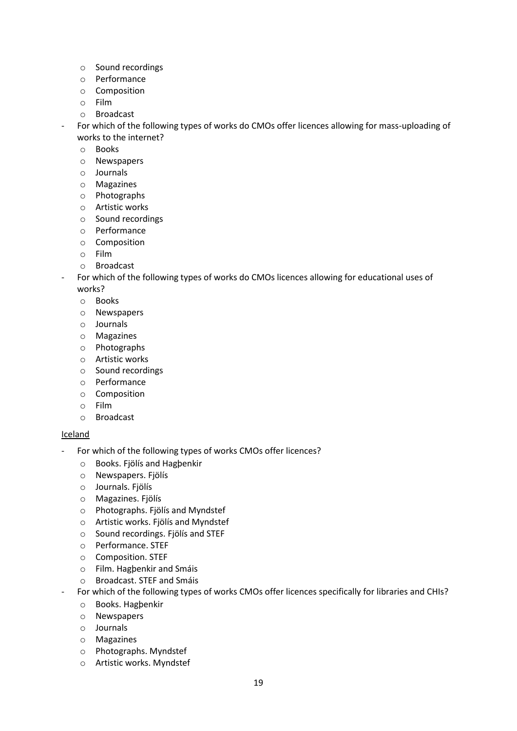- Sound recordings
  - Performance
  - Composition
  - Film
  - Broadcast
- For which of the following types of works do CMOs offer licences allowing for mass-uploading of works to the internet?
  - Books
  - Newspapers
  - Journals
  - Magazines
  - Photographs
  - Artistic works
  - Sound recordings
  - Performance
  - Composition
  - Film
  - Broadcast
- For which of the following types of works do CMOs licences allowing for educational uses of works?
  - Books
  - Newspapers
  - Journals
  - Magazines
  - Photographs
  - Artistic works
  - Sound recordings
  - Performance
  - Composition
  - Film
  - Broadcast

<u>Iceland</u>

- For which of the following types of works CMOs offer licences?
  - Books. Fjölís and Hagþenkir
  - Newspapers. Fjölís
  - Journals. Fjölís
  - Magazines. Fjölís
  - Photographs. Fjölís and Myndstef
  - Artistic works. Fjölís and Myndstef
  - Sound recordings. Fjölís and STEF
  - Performance. STEF
  - Composition. STEF
  - Film. Hagþenkir and Smáis
  - Broadcast. STEF and Smáis
- For which of the following types of works CMOs offer licences specifically for libraries and CHIs?
  - Books. Hagþenkir
  - Newspapers
  - Journals
  - Magazines
  - Photographs. Myndstef
  - Artistic works. Myndstef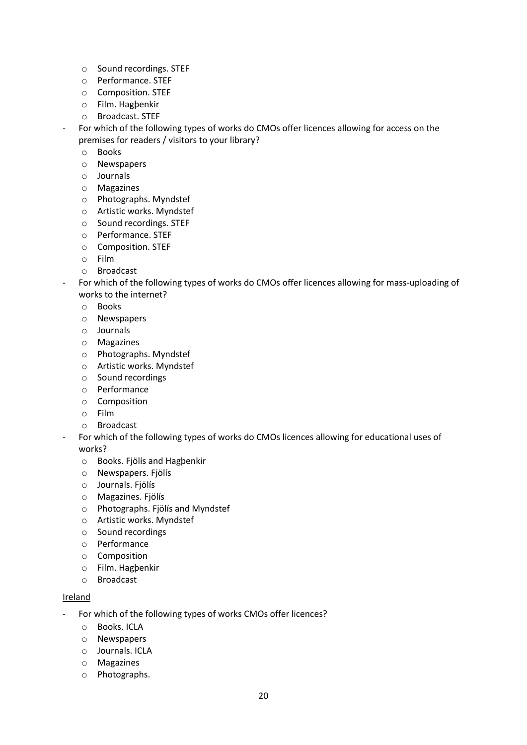- Sound recordings. STEF
    - Performance. STEF
    - Composition. STEF
    - Film. Hagþenkir
    - Broadcast. STEF
- For which of the following types of works do CMOs offer licences allowing for access on the premises for readers / visitors to your library?
    - Books
    - Newspapers
    - Journals
    - Magazines
    - Photographs. Myndstef
    - Artistic works. Myndstef
    - Sound recordings. STEF
    - Performance. STEF
    - Composition. STEF
    - Film
    - Broadcast
- For which of the following types of works do CMOs offer licences allowing for mass-uploading of works to the internet?
    - Books
    - Newspapers
    - Journals
    - Magazines
    - Photographs. Myndstef
    - Artistic works. Myndstef
    - Sound recordings
    - Performance
    - Composition
    - Film
    - Broadcast
- For which of the following types of works do CMOs licences allowing for educational uses of works?
    - Books. Fjölís and Hagþenkir
    - Newspapers. Fjölís
    - Journals. Fjölís
    - Magazines. Fjölís
    - Photographs. Fjölís and Myndstef
    - Artistic works. Myndstef
    - Sound recordings
    - Performance
    - Composition
    - Film. Hagþenkir
    - Broadcast

<u>Ireland</u>

- For which of the following types of works CMOs offer licences?
    - Books. ICLA
    - Newspapers
    - Journals. ICLA
    - Magazines
    - Photographs.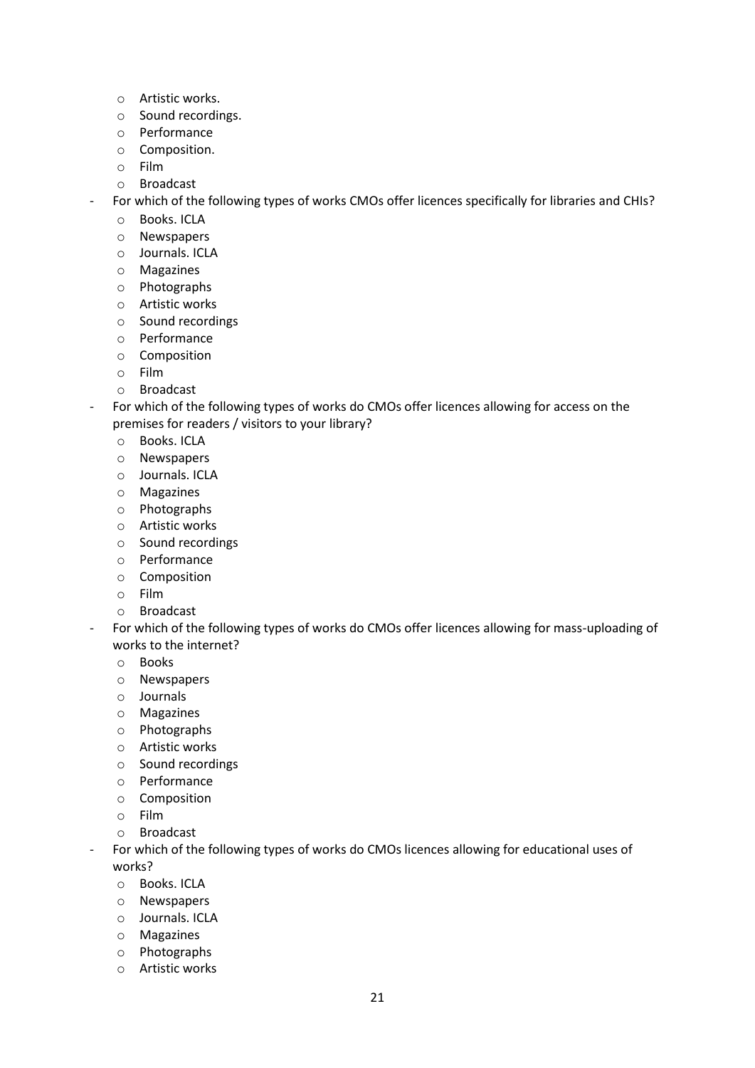- Artistic works.
  - Sound recordings.
  - Performance
  - Composition.
  - Film
  - Broadcast
- For which of the following types of works CMOs offer licences specifically for libraries and CHIs?
  - Books. ICLA
  - Newspapers
  - Journals. ICLA
  - Magazines
  - Photographs
  - Artistic works
  - Sound recordings
  - Performance
  - Composition
  - Film
  - Broadcast
- For which of the following types of works do CMOs offer licences allowing for access on the premises for readers / visitors to your library?
  - Books. ICLA
  - Newspapers
  - Journals. ICLA
  - Magazines
  - Photographs
  - Artistic works
  - Sound recordings
  - Performance
  - Composition
  - Film
  - Broadcast
- For which of the following types of works do CMOs offer licences allowing for mass-uploading of works to the internet?
  - Books
  - Newspapers
  - Journals
  - Magazines
  - Photographs
  - Artistic works
  - Sound recordings
  - Performance
  - Composition
  - Film
  - Broadcast
- For which of the following types of works do CMOs licences allowing for educational uses of works?
  - Books. ICLA
  - Newspapers
  - Journals. ICLA
  - Magazines
  - Photographs
  - Artistic works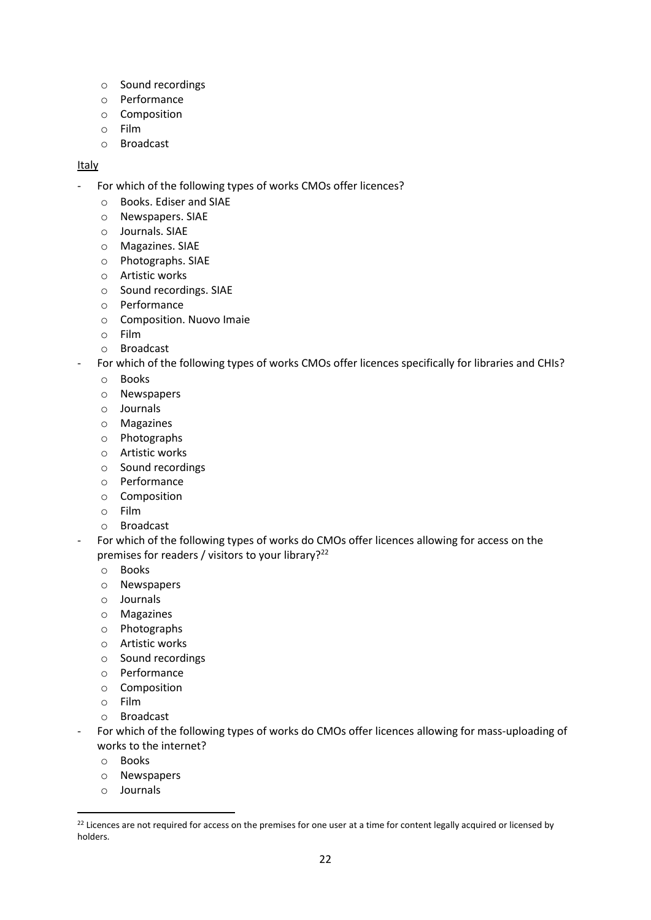- Sound recordings
    - Performance
    - Composition
    - Film
    - Broadcast

Italy

- For which of the following types of works CMOs offer licences?
    - Books. Ediser and SIAE
    - Newspapers. SIAE
    - Journals. SIAE
    - Magazines. SIAE
    - Photographs. SIAE
    - Artistic works
    - Sound recordings. SIAE
    - Performance
    - Composition. Nuovo Imaie
    - Film
    - Broadcast
- For which of the following types of works CMOs offer licences specifically for libraries and CHIs?
    - Books
    - Newspapers
    - Journals
    - Magazines
    - Photographs
    - Artistic works
    - Sound recordings
    - Performance
    - Composition
    - Film
    - Broadcast
- For which of the following types of works do CMOs offer licences allowing for access on the premises for readers / visitors to your library?[22]
    - Books
    - Newspapers
    - Journals
    - Magazines
    - Photographs
    - Artistic works
    - Sound recordings
    - Performance
    - Composition
    - Film
    - Broadcast
- For which of the following types of works do CMOs offer licences allowing for mass-uploading of works to the internet?
    - Books
    - Newspapers
    - Journals

[22] Licences are not required for access on the premises for one user at a time for content legally acquired or licensed by holders.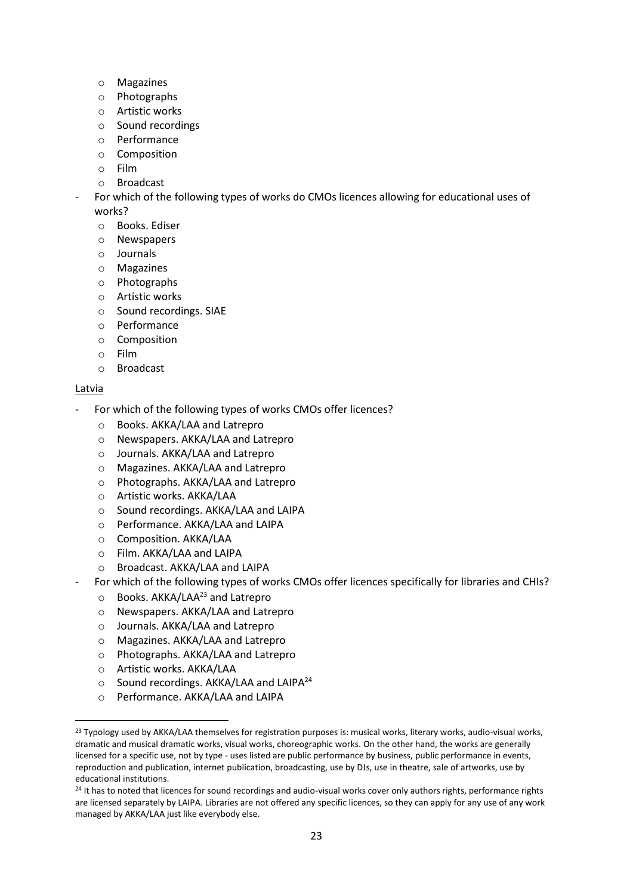- Magazines
- Photographs
- Artistic works
- Sound recordings
- Performance
- Composition
- Film
- Broadcast

- For which of the following types of works do CMOs licences allowing for educational uses of works?
  - Books. Ediser
  - Newspapers
  - Journals
  - Magazines
  - Photographs
  - Artistic works
  - Sound recordings. SIAE
  - Performance
  - Composition
  - Film
  - Broadcast

Latvia

- For which of the following types of works CMOs offer licences?
  - Books. AKKA/LAA and Latrepro
  - Newspapers. AKKA/LAA and Latrepro
  - Journals. AKKA/LAA and Latrepro
  - Magazines. AKKA/LAA and Latrepro
  - Photographs. AKKA/LAA and Latrepro
  - Artistic works. AKKA/LAA
  - Sound recordings. AKKA/LAA and LAIPA
  - Performance. AKKA/LAA and LAIPA
  - Composition. AKKA/LAA
  - Film. AKKA/LAA and LAIPA
  - Broadcast. AKKA/LAA and LAIPA
- For which of the following types of works CMOs offer licences specifically for libraries and CHIs?
  - Books. AKKA/LAA[23] and Latrepro
  - Newspapers. AKKA/LAA and Latrepro
  - Journals. AKKA/LAA and Latrepro
  - Magazines. AKKA/LAA and Latrepro
  - Photographs. AKKA/LAA and Latrepro
  - Artistic works. AKKA/LAA
  - Sound recordings. AKKA/LAA and LAIPA[24]
  - Performance. AKKA/LAA and LAIPA

[23] Typology used by AKKA/LAA themselves for registration purposes is: musical works, literary works, audio-visual works, dramatic and musical dramatic works, visual works, choreographic works. On the other hand, the works are generally licensed for a specific use, not by type - uses listed are public performance by business, public performance in events, reproduction and publication, internet publication, broadcasting, use by DJs, use in theatre, sale of artworks, use by educational institutions.

[24] It has to noted that licences for sound recordings and audio-visual works cover only authors rights, performance rights are licensed separately by LAIPA. Libraries are not offered any specific licences, so they can apply for any use of any work managed by AKKA/LAA just like everybody else.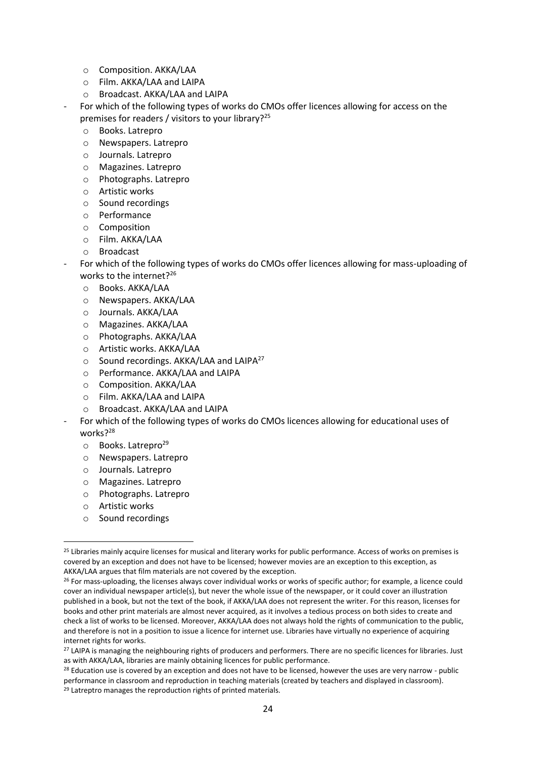- Composition. AKKA/LAA
  - Film. AKKA/LAA and LAIPA
  - Broadcast. AKKA/LAA and LAIPA
- For which of the following types of works do CMOs offer licences allowing for access on the premises for readers / visitors to your library?[25]
  - Books. Latrepro
  - Newspapers. Latrepro
  - Journals. Latrepro
  - Magazines. Latrepro
  - Photographs. Latrepro
  - Artistic works
  - Sound recordings
  - Performance
  - Composition
  - Film. AKKA/LAA
  - Broadcast
- For which of the following types of works do CMOs offer licences allowing for mass-uploading of works to the internet?[26]
  - Books. AKKA/LAA
  - Newspapers. AKKA/LAA
  - Journals. AKKA/LAA
  - Magazines. AKKA/LAA
  - Photographs. AKKA/LAA
  - Artistic works. AKKA/LAA
  - Sound recordings. AKKA/LAA and LAIPA[27]
  - Performance. AKKA/LAA and LAIPA
  - Composition. AKKA/LAA
  - Film. AKKA/LAA and LAIPA
  - Broadcast. AKKA/LAA and LAIPA
- For which of the following types of works do CMOs licences allowing for educational uses of works?[28]
  - Books. Latrepro[29]
  - Newspapers. Latrepro
  - Journals. Latrepro
  - Magazines. Latrepro
  - Photographs. Latrepro
  - Artistic works
  - Sound recordings

---

[25] Libraries mainly acquire licenses for musical and literary works for public performance. Access of works on premises is covered by an exception and does not have to be licensed; however movies are an exception to this exception, as AKKA/LAA argues that film materials are not covered by the exception.

[26] For mass-uploading, the licenses always cover individual works or works of specific author; for example, a licence could cover an individual newspaper article(s), but never the whole issue of the newspaper, or it could cover an illustration published in a book, but not the text of the book, if AKKA/LAA does not represent the writer. For this reason, licenses for books and other print materials are almost never acquired, as it involves a tedious process on both sides to create and check a list of works to be licensed. Moreover, AKKA/LAA does not always hold the rights of communication to the public, and therefore is not in a position to issue a licence for internet use. Libraries have virtually no experience of acquiring internet rights for works.

[27] LAIPA is managing the neighbouring rights of producers and performers. There are no specific licences for libraries. Just as with AKKA/LAA, libraries are mainly obtaining licences for public performance.

[28] Education use is covered by an exception and does not have to be licensed, however the uses are very narrow - public performance in classroom and reproduction in teaching materials (created by teachers and displayed in classroom).

[29] Latreptro manages the reproduction rights of printed materials.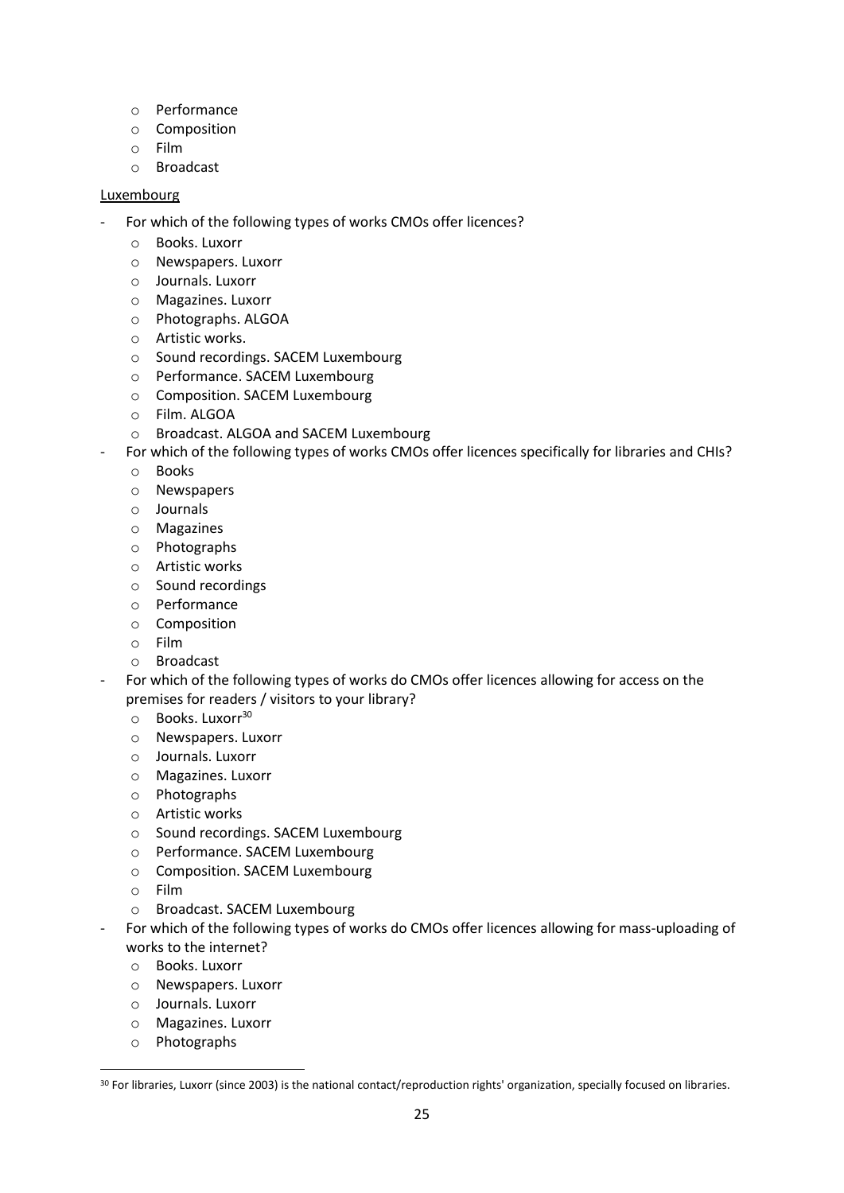- Performance
  - Composition
  - Film
  - Broadcast

Luxembourg

- For which of the following types of works CMOs offer licences?
  - Books. Luxorr
  - Newspapers. Luxorr
  - Journals. Luxorr
  - Magazines. Luxorr
  - Photographs. ALGOA
  - Artistic works.
  - Sound recordings. SACEM Luxembourg
  - Performance. SACEM Luxembourg
  - Composition. SACEM Luxembourg
  - Film. ALGOA
  - Broadcast. ALGOA and SACEM Luxembourg
- For which of the following types of works CMOs offer licences specifically for libraries and CHIs?
  - Books
  - Newspapers
  - Journals
  - Magazines
  - Photographs
  - Artistic works
  - Sound recordings
  - Performance
  - Composition
  - Film
  - Broadcast
- For which of the following types of works do CMOs offer licences allowing for access on the premises for readers / visitors to your library?
  - Books. Luxorr[30]
  - Newspapers. Luxorr
  - Journals. Luxorr
  - Magazines. Luxorr
  - Photographs
  - Artistic works
  - Sound recordings. SACEM Luxembourg
  - Performance. SACEM Luxembourg
  - Composition. SACEM Luxembourg
  - Film
  - Broadcast. SACEM Luxembourg
- For which of the following types of works do CMOs offer licences allowing for mass-uploading of works to the internet?
  - Books. Luxorr
  - Newspapers. Luxorr
  - Journals. Luxorr
  - Magazines. Luxorr
  - Photographs

[30] For libraries, Luxorr (since 2003) is the national contact/reproduction rights' organization, specially focused on libraries.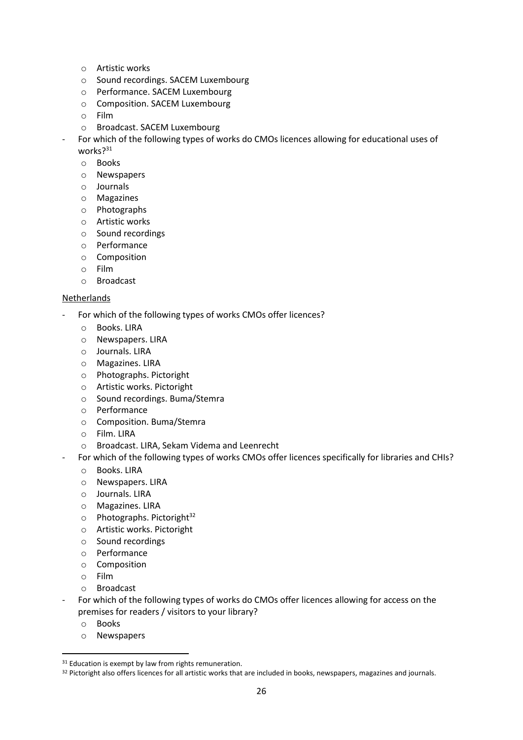- Artistic works
  - Sound recordings. SACEM Luxembourg
  - Performance. SACEM Luxembourg
  - Composition. SACEM Luxembourg
  - Film
  - Broadcast. SACEM Luxembourg
- For which of the following types of works do CMOs licences allowing for educational uses of works?[31]
  - Books
  - Newspapers
  - Journals
  - Magazines
  - Photographs
  - Artistic works
  - Sound recordings
  - Performance
  - Composition
  - Film
  - Broadcast

<u>Netherlands</u>

- For which of the following types of works CMOs offer licences?
  - Books. LIRA
  - Newspapers. LIRA
  - Journals. LIRA
  - Magazines. LIRA
  - Photographs. Pictoright
  - Artistic works. Pictoright
  - Sound recordings. Buma/Stemra
  - Performance
  - Composition. Buma/Stemra
  - Film. LIRA
  - Broadcast. LIRA, Sekam Videma and Leenrecht
- For which of the following types of works CMOs offer licences specifically for libraries and CHIs?
  - Books. LIRA
  - Newspapers. LIRA
  - Journals. LIRA
  - Magazines. LIRA
  - Photographs. Pictoright[32]
  - Artistic works. Pictoright
  - Sound recordings
  - Performance
  - Composition
  - Film
  - Broadcast
- For which of the following types of works do CMOs offer licences allowing for access on the premises for readers / visitors to your library?
  - Books
  - Newspapers

[31] Education is exempt by law from rights remuneration.

[32] Pictoright also offers licences for all artistic works that are included in books, newspapers, magazines and journals.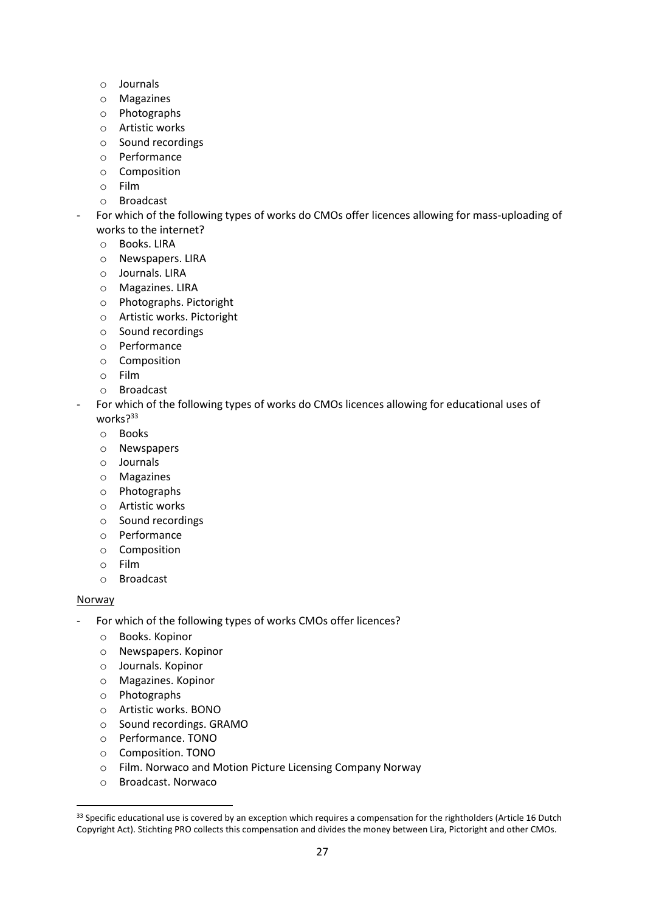- Journals
  - Magazines
  - Photographs
  - Artistic works
  - Sound recordings
  - Performance
  - Composition
  - Film
  - Broadcast
- For which of the following types of works do CMOs offer licences allowing for mass-uploading of works to the internet?
  - Books. LIRA
  - Newspapers. LIRA
  - Journals. LIRA
  - Magazines. LIRA
  - Photographs. Pictoright
  - Artistic works. Pictoright
  - Sound recordings
  - Performance
  - Composition
  - Film
  - Broadcast
- For which of the following types of works do CMOs licences allowing for educational uses of works?[33]
  - Books
  - Newspapers
  - Journals
  - Magazines
  - Photographs
  - Artistic works
  - Sound recordings
  - Performance
  - Composition
  - Film
  - Broadcast

<u>Norway</u>

- For which of the following types of works CMOs offer licences?
  - Books. Kopinor
  - Newspapers. Kopinor
  - Journals. Kopinor
  - Magazines. Kopinor
  - Photographs
  - Artistic works. BONO
  - Sound recordings. GRAMO
  - Performance. TONO
  - Composition. TONO
  - Film. Norwaco and Motion Picture Licensing Company Norway
  - Broadcast. Norwaco

[33] Specific educational use is covered by an exception which requires a compensation for the rightholders (Article 16 Dutch Copyright Act). Stichting PRO collects this compensation and divides the money between Lira, Pictoright and other CMOs.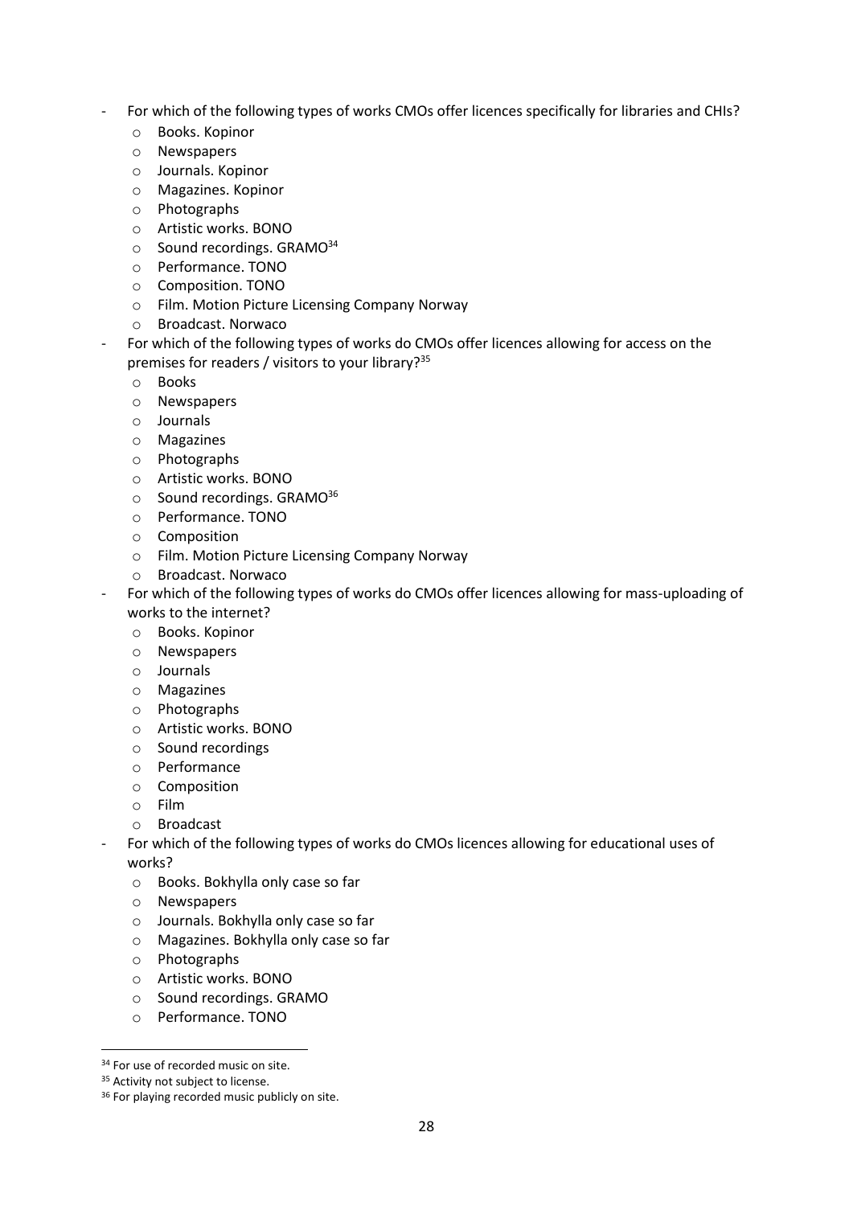- For which of the following types of works CMOs offer licences specifically for libraries and CHIs?
  - Books. Kopinor
  - Newspapers
  - Journals. Kopinor
  - Magazines. Kopinor
  - Photographs
  - Artistic works. BONO
  - Sound recordings. GRAMO[34]
  - Performance. TONO
  - Composition. TONO
  - Film. Motion Picture Licensing Company Norway
  - Broadcast. Norwaco
- For which of the following types of works do CMOs offer licences allowing for access on the premises for readers / visitors to your library?[35]
  - Books
  - Newspapers
  - Journals
  - Magazines
  - Photographs
  - Artistic works. BONO
  - Sound recordings. GRAMO[36]
  - Performance. TONO
  - Composition
  - Film. Motion Picture Licensing Company Norway
  - Broadcast. Norwaco
- For which of the following types of works do CMOs offer licences allowing for mass-uploading of works to the internet?
  - Books. Kopinor
  - Newspapers
  - Journals
  - Magazines
  - Photographs
  - Artistic works. BONO
  - Sound recordings
  - Performance
  - Composition
  - Film
  - Broadcast
- For which of the following types of works do CMOs licences allowing for educational uses of works?
  - Books. Bokhylla only case so far
  - Newspapers
  - Journals. Bokhylla only case so far
  - Magazines. Bokhylla only case so far
  - Photographs
  - Artistic works. BONO
  - Sound recordings. GRAMO
  - Performance. TONO

[34] For use of recorded music on site.

[35] Activity not subject to license.

[36] For playing recorded music publicly on site.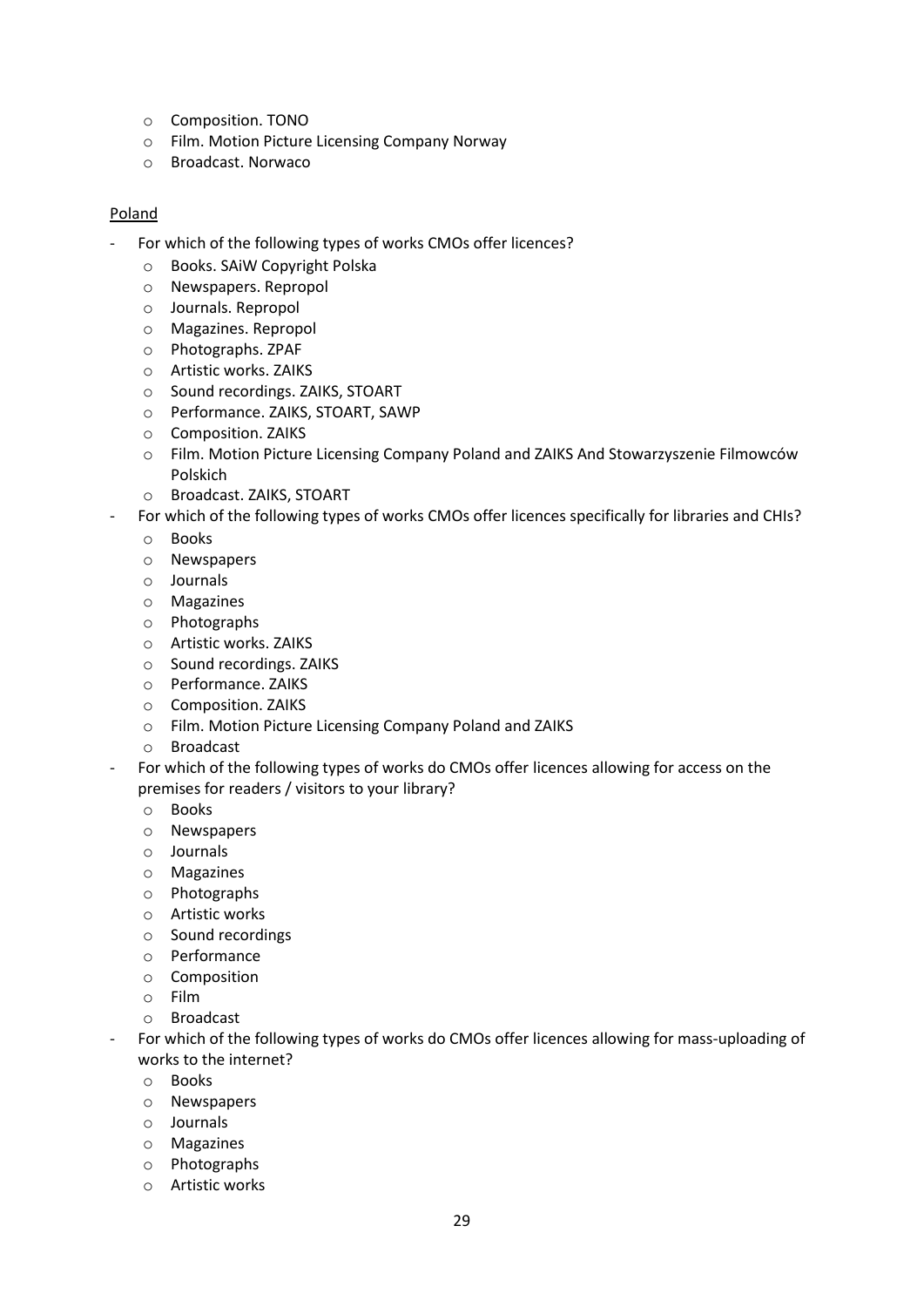- Composition. TONO
- Film. Motion Picture Licensing Company Norway
- Broadcast. Norwaco

Poland

- For which of the following types of works CMOs offer licences?
  - Books. SAiW Copyright Polska
  - Newspapers. Repropol
  - Journals. Repropol
  - Magazines. Repropol
  - Photographs. ZPAF
  - Artistic works. ZAIKS
  - Sound recordings. ZAIKS, STOART
  - Performance. ZAIKS, STOART, SAWP
  - Composition. ZAIKS
  - Film. Motion Picture Licensing Company Poland and ZAIKS And Stowarzyszenie Filmowców Polskich
  - Broadcast. ZAIKS, STOART
- For which of the following types of works CMOs offer licences specifically for libraries and CHIs?
  - Books
  - Newspapers
  - Journals
  - Magazines
  - Photographs
  - Artistic works. ZAIKS
  - Sound recordings. ZAIKS
  - Performance. ZAIKS
  - Composition. ZAIKS
  - Film. Motion Picture Licensing Company Poland and ZAIKS
  - Broadcast
- For which of the following types of works do CMOs offer licences allowing for access on the premises for readers / visitors to your library?
  - Books
  - Newspapers
  - Journals
  - Magazines
  - Photographs
  - Artistic works
  - Sound recordings
  - Performance
  - Composition
  - Film
  - Broadcast
- For which of the following types of works do CMOs offer licences allowing for mass-uploading of works to the internet?
  - Books
  - Newspapers
  - Journals
  - Magazines
  - Photographs
  - Artistic works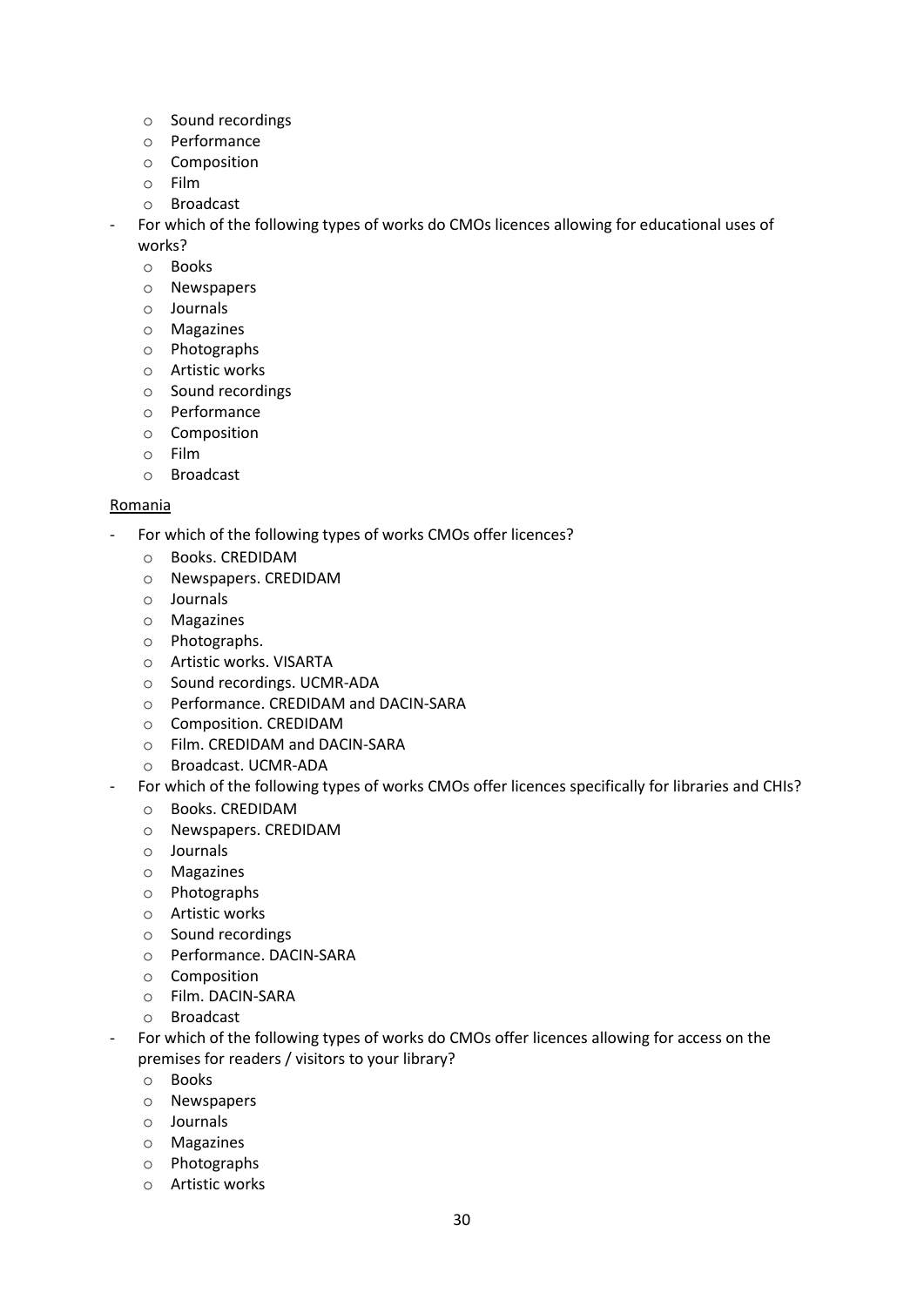- Sound recordings
  - Performance
  - Composition
  - Film
  - Broadcast
- For which of the following types of works do CMOs licences allowing for educational uses of works?
  - Books
  - Newspapers
  - Journals
  - Magazines
  - Photographs
  - Artistic works
  - Sound recordings
  - Performance
  - Composition
  - Film
  - Broadcast

<u>Romania</u>

- For which of the following types of works CMOs offer licences?
  - Books. CREDIDAM
  - Newspapers. CREDIDAM
  - Journals
  - Magazines
  - Photographs.
  - Artistic works. VISARTA
  - Sound recordings. UCMR-ADA
  - Performance. CREDIDAM and DACIN-SARA
  - Composition. CREDIDAM
  - Film. CREDIDAM and DACIN-SARA
  - Broadcast. UCMR-ADA
- For which of the following types of works CMOs offer licences specifically for libraries and CHIs?
  - Books. CREDIDAM
  - Newspapers. CREDIDAM
  - Journals
  - Magazines
  - Photographs
  - Artistic works
  - Sound recordings
  - Performance. DACIN-SARA
  - Composition
  - Film. DACIN-SARA
  - Broadcast
- For which of the following types of works do CMOs offer licences allowing for access on the premises for readers / visitors to your library?
  - Books
  - Newspapers
  - Journals
  - Magazines
  - Photographs
  - Artistic works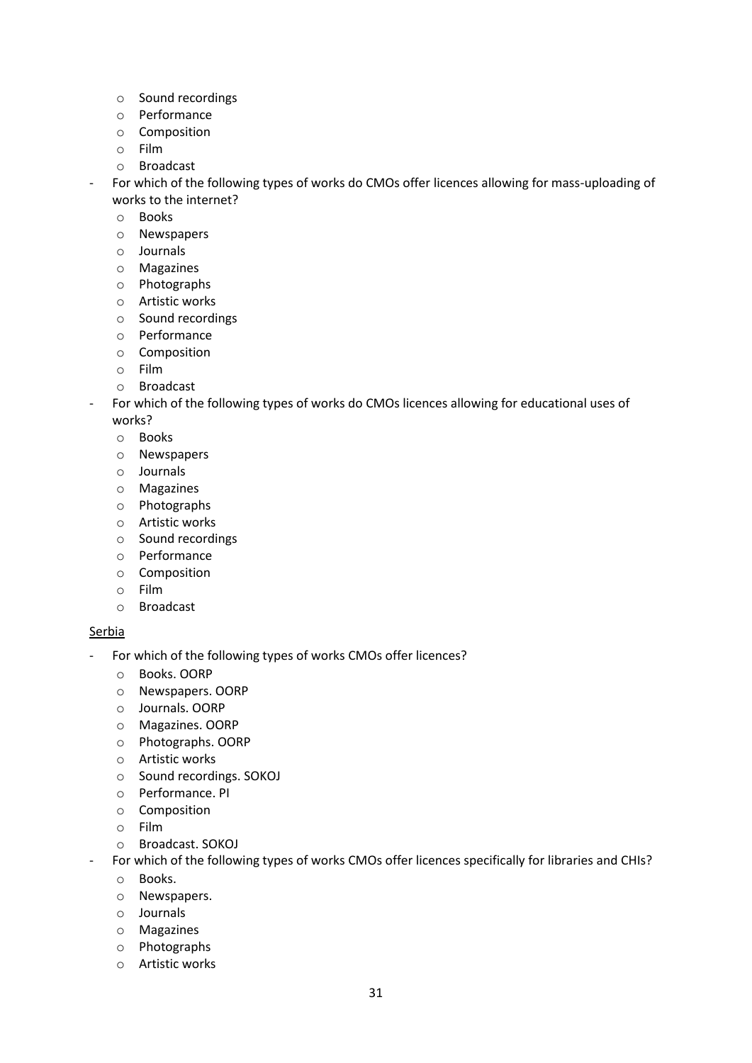- Sound recordings
  - Performance
  - Composition
  - Film
  - Broadcast
- For which of the following types of works do CMOs offer licences allowing for mass-uploading of works to the internet?
  - Books
  - Newspapers
  - Journals
  - Magazines
  - Photographs
  - Artistic works
  - Sound recordings
  - Performance
  - Composition
  - Film
  - Broadcast
- For which of the following types of works do CMOs licences allowing for educational uses of works?
  - Books
  - Newspapers
  - Journals
  - Magazines
  - Photographs
  - Artistic works
  - Sound recordings
  - Performance
  - Composition
  - Film
  - Broadcast

<u>Serbia</u>

- For which of the following types of works CMOs offer licences?
  - Books. OORP
  - Newspapers. OORP
  - Journals. OORP
  - Magazines. OORP
  - Photographs. OORP
  - Artistic works
  - Sound recordings. SOKOJ
  - Performance. PI
  - Composition
  - Film
  - Broadcast. SOKOJ
- For which of the following types of works CMOs offer licences specifically for libraries and CHIs?
  - Books.
  - Newspapers.
  - Journals
  - Magazines
  - Photographs
  - Artistic works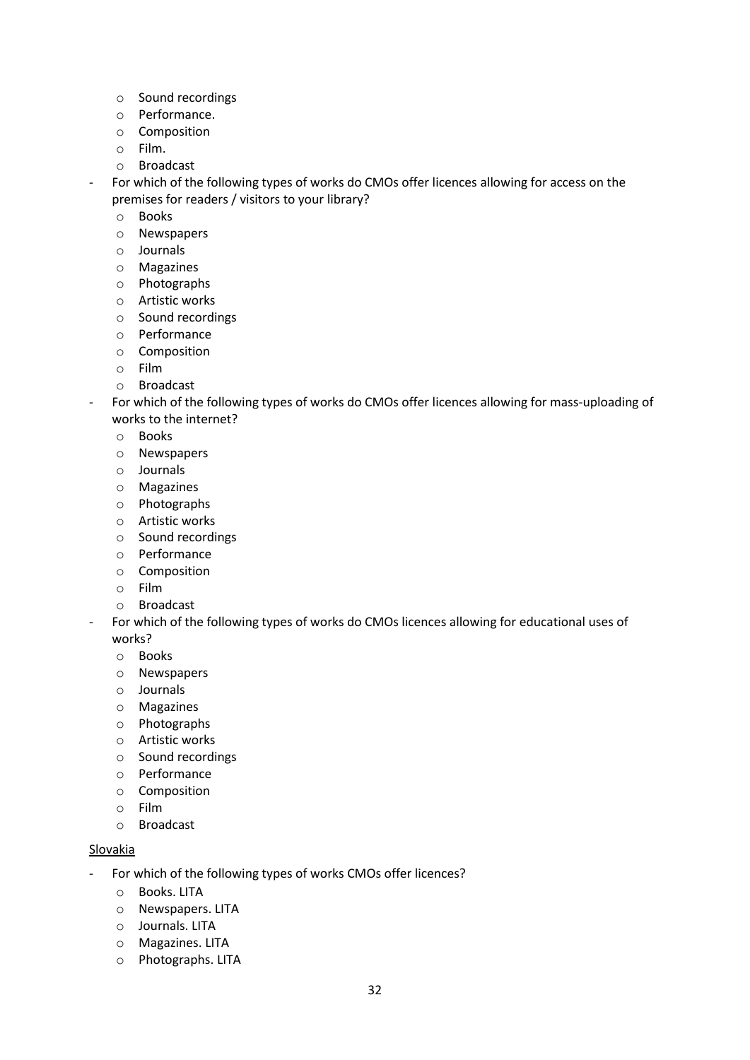- Sound recordings
    - Performance.
    - Composition
    - Film.
    - Broadcast
- For which of the following types of works do CMOs offer licences allowing for access on the premises for readers / visitors to your library?
    - Books
    - Newspapers
    - Journals
    - Magazines
    - Photographs
    - Artistic works
    - Sound recordings
    - Performance
    - Composition
    - Film
    - Broadcast
- For which of the following types of works do CMOs offer licences allowing for mass-uploading of works to the internet?
    - Books
    - Newspapers
    - Journals
    - Magazines
    - Photographs
    - Artistic works
    - Sound recordings
    - Performance
    - Composition
    - Film
    - Broadcast
- For which of the following types of works do CMOs licences allowing for educational uses of works?
    - Books
    - Newspapers
    - Journals
    - Magazines
    - Photographs
    - Artistic works
    - Sound recordings
    - Performance
    - Composition
    - Film
    - Broadcast

<u>Slovakia</u>

- For which of the following types of works CMOs offer licences?
    - Books. LITA
    - Newspapers. LITA
    - Journals. LITA
    - Magazines. LITA
    - Photographs. LITA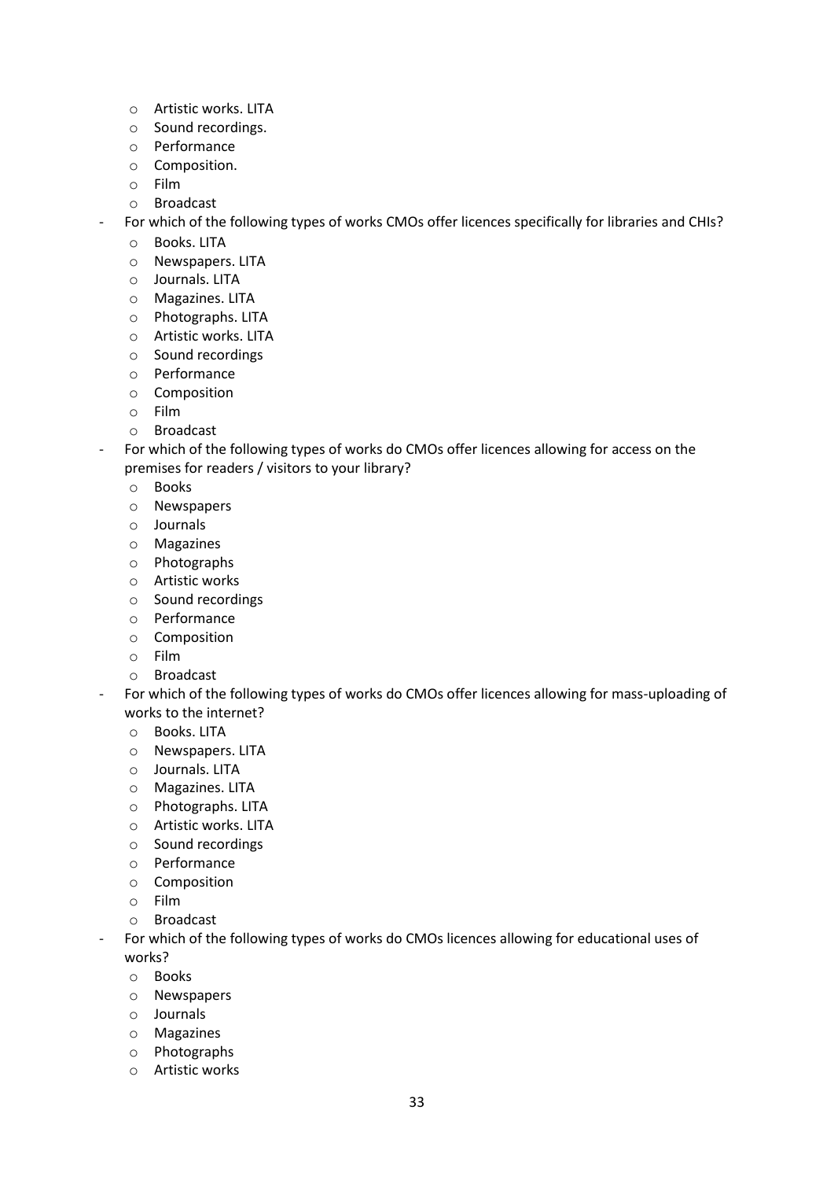- Artistic works. LITA
  - Sound recordings.
  - Performance
  - Composition.
  - Film
  - Broadcast
- For which of the following types of works CMOs offer licences specifically for libraries and CHIs?
  - Books. LITA
  - Newspapers. LITA
  - Journals. LITA
  - Magazines. LITA
  - Photographs. LITA
  - Artistic works. LITA
  - Sound recordings
  - Performance
  - Composition
  - Film
  - Broadcast
- For which of the following types of works do CMOs offer licences allowing for access on the premises for readers / visitors to your library?
  - Books
  - Newspapers
  - Journals
  - Magazines
  - Photographs
  - Artistic works
  - Sound recordings
  - Performance
  - Composition
  - Film
  - Broadcast
- For which of the following types of works do CMOs offer licences allowing for mass-uploading of works to the internet?
  - Books. LITA
  - Newspapers. LITA
  - Journals. LITA
  - Magazines. LITA
  - Photographs. LITA
  - Artistic works. LITA
  - Sound recordings
  - Performance
  - Composition
  - Film
  - Broadcast
- For which of the following types of works do CMOs licences allowing for educational uses of works?
  - Books
  - Newspapers
  - Journals
  - Magazines
  - Photographs
  - Artistic works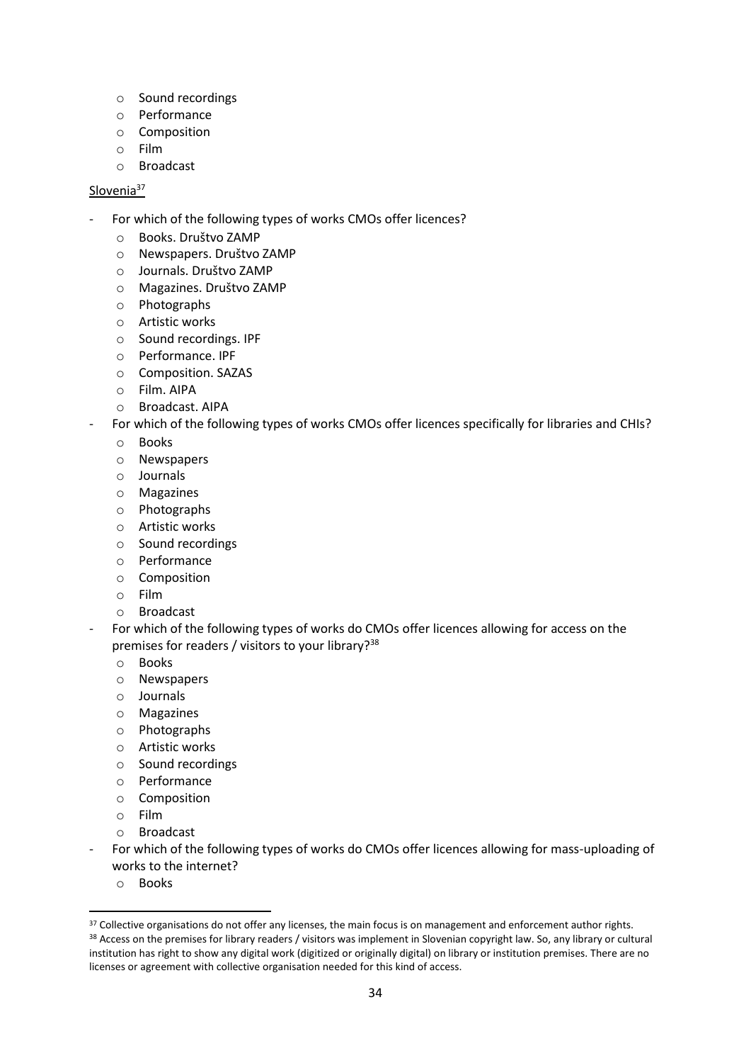- Sound recordings
  - Performance
  - Composition
  - Film
  - Broadcast

Slovenia[37]

- For which of the following types of works CMOs offer licences?
  - Books. Društvo ZAMP
  - Newspapers. Društvo ZAMP
  - Journals. Društvo ZAMP
  - Magazines. Društvo ZAMP
  - Photographs
  - Artistic works
  - Sound recordings. IPF
  - Performance. IPF
  - Composition. SAZAS
  - Film. AIPA
  - Broadcast. AIPA
- For which of the following types of works CMOs offer licences specifically for libraries and CHIs?
  - Books
  - Newspapers
  - Journals
  - Magazines
  - Photographs
  - Artistic works
  - Sound recordings
  - Performance
  - Composition
  - Film
  - Broadcast
- For which of the following types of works do CMOs offer licences allowing for access on the premises for readers / visitors to your library?[38]
  - Books
  - Newspapers
  - Journals
  - Magazines
  - Photographs
  - Artistic works
  - Sound recordings
  - Performance
  - Composition
  - Film
  - Broadcast
- For which of the following types of works do CMOs offer licences allowing for mass-uploading of works to the internet?
  - Books

[37] Collective organisations do not offer any licenses, the main focus is on management and enforcement author rights.

[38] Access on the premises for library readers / visitors was implement in Slovenian copyright law. So, any library or cultural institution has right to show any digital work (digitized or originally digital) on library or institution premises. There are no licenses or agreement with collective organisation needed for this kind of access.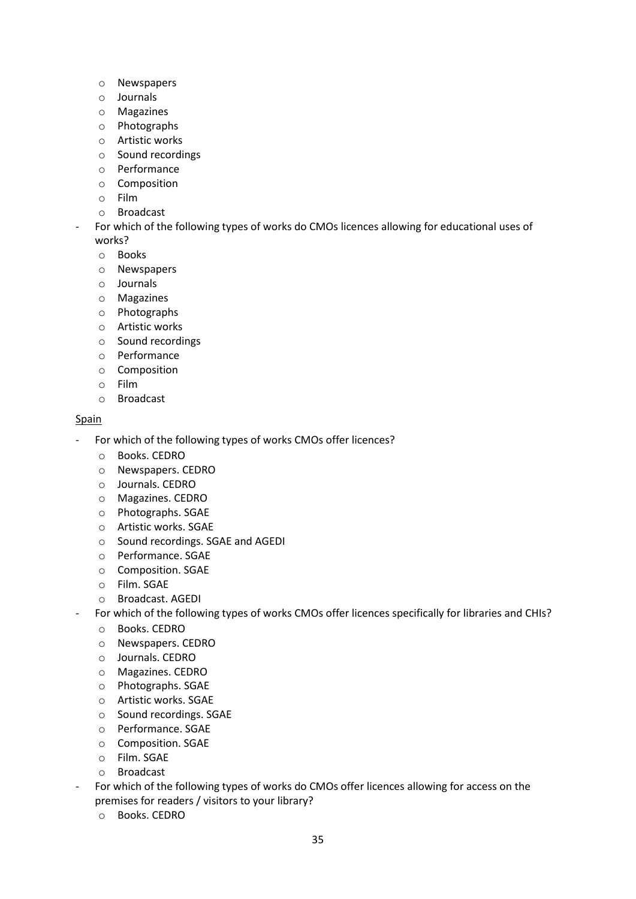- Newspapers
  - Journals
  - Magazines
  - Photographs
  - Artistic works
  - Sound recordings
  - Performance
  - Composition
  - Film
  - Broadcast
- For which of the following types of works do CMOs licences allowing for educational uses of works?
  - Books
  - Newspapers
  - Journals
  - Magazines
  - Photographs
  - Artistic works
  - Sound recordings
  - Performance
  - Composition
  - Film
  - Broadcast

<u>Spain</u>

- For which of the following types of works CMOs offer licences?
  - Books. CEDRO
  - Newspapers. CEDRO
  - Journals. CEDRO
  - Magazines. CEDRO
  - Photographs. SGAE
  - Artistic works. SGAE
  - Sound recordings. SGAE and AGEDI
  - Performance. SGAE
  - Composition. SGAE
  - Film. SGAE
  - Broadcast. AGEDI
- For which of the following types of works CMOs offer licences specifically for libraries and CHIs?
  - Books. CEDRO
  - Newspapers. CEDRO
  - Journals. CEDRO
  - Magazines. CEDRO
  - Photographs. SGAE
  - Artistic works. SGAE
  - Sound recordings. SGAE
  - Performance. SGAE
  - Composition. SGAE
  - Film. SGAE
  - Broadcast
- For which of the following types of works do CMOs offer licences allowing for access on the premises for readers / visitors to your library?
  - Books. CEDRO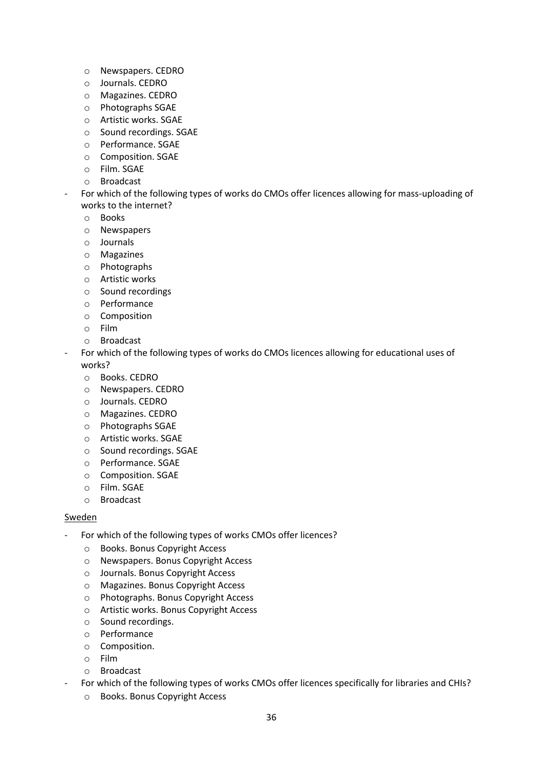- Newspapers. CEDRO
  - Journals. CEDRO
  - Magazines. CEDRO
  - Photographs SGAE
  - Artistic works. SGAE
  - Sound recordings. SGAE
  - Performance. SGAE
  - Composition. SGAE
  - Film. SGAE
  - Broadcast
- For which of the following types of works do CMOs offer licences allowing for mass-uploading of works to the internet?
  - Books
  - Newspapers
  - Journals
  - Magazines
  - Photographs
  - Artistic works
  - Sound recordings
  - Performance
  - Composition
  - Film
  - Broadcast
- For which of the following types of works do CMOs licences allowing for educational uses of works?
  - Books. CEDRO
  - Newspapers. CEDRO
  - Journals. CEDRO
  - Magazines. CEDRO
  - Photographs SGAE
  - Artistic works. SGAE
  - Sound recordings. SGAE
  - Performance. SGAE
  - Composition. SGAE
  - Film. SGAE
  - Broadcast

<u>Sweden</u>

- For which of the following types of works CMOs offer licences?
  - Books. Bonus Copyright Access
  - Newspapers. Bonus Copyright Access
  - Journals. Bonus Copyright Access
  - Magazines. Bonus Copyright Access
  - Photographs. Bonus Copyright Access
  - Artistic works. Bonus Copyright Access
  - Sound recordings.
  - Performance
  - Composition.
  - Film
  - Broadcast
- For which of the following types of works CMOs offer licences specifically for libraries and CHIs?
  - Books. Bonus Copyright Access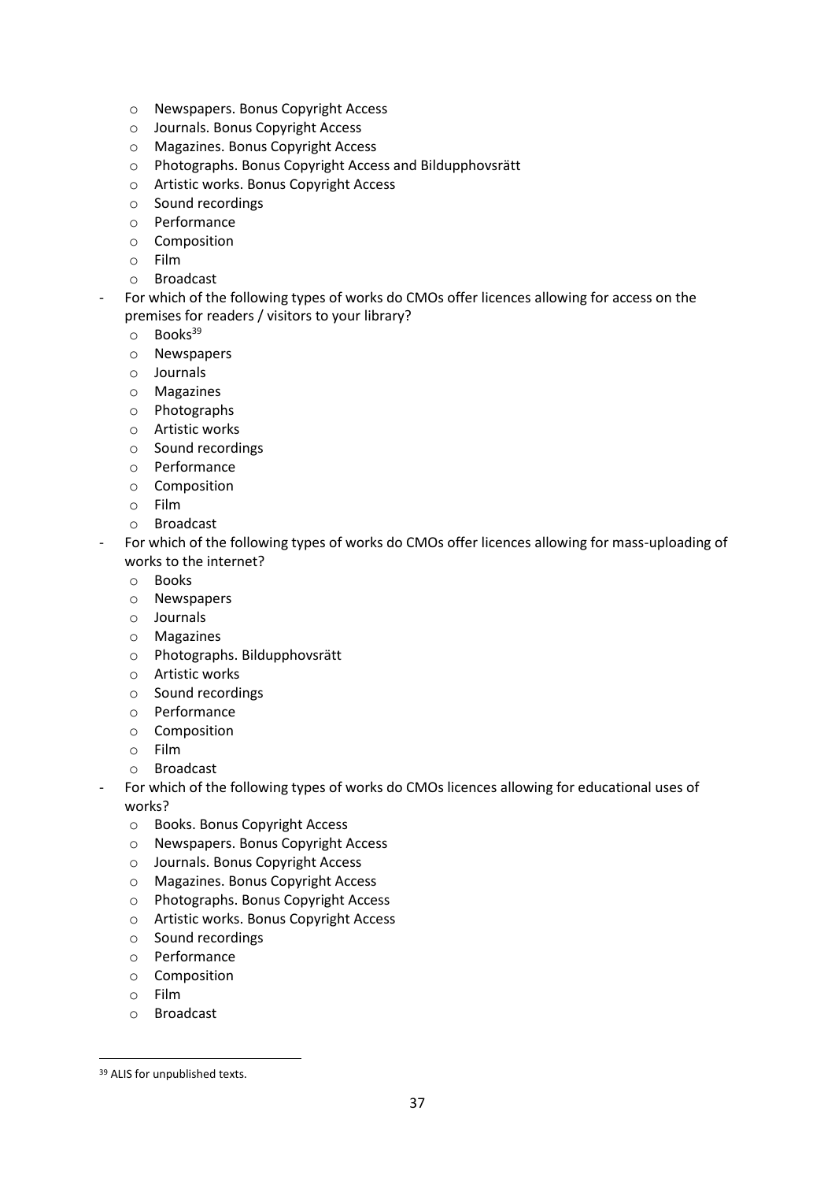- Newspapers. Bonus Copyright Access
  - Journals. Bonus Copyright Access
  - Magazines. Bonus Copyright Access
  - Photographs. Bonus Copyright Access and Bildupphovsrätt
  - Artistic works. Bonus Copyright Access
  - Sound recordings
  - Performance
  - Composition
  - Film
  - Broadcast
- For which of the following types of works do CMOs offer licences allowing for access on the premises for readers / visitors to your library?
  - Books[39]
  - Newspapers
  - Journals
  - Magazines
  - Photographs
  - Artistic works
  - Sound recordings
  - Performance
  - Composition
  - Film
  - Broadcast
- For which of the following types of works do CMOs offer licences allowing for mass-uploading of works to the internet?
  - Books
  - Newspapers
  - Journals
  - Magazines
  - Photographs. Bildupphovsrätt
  - Artistic works
  - Sound recordings
  - Performance
  - Composition
  - Film
  - Broadcast
- For which of the following types of works do CMOs licences allowing for educational uses of works?
  - Books. Bonus Copyright Access
  - Newspapers. Bonus Copyright Access
  - Journals. Bonus Copyright Access
  - Magazines. Bonus Copyright Access
  - Photographs. Bonus Copyright Access
  - Artistic works. Bonus Copyright Access
  - Sound recordings
  - Performance
  - Composition
  - Film
  - Broadcast

[39] ALIS for unpublished texts.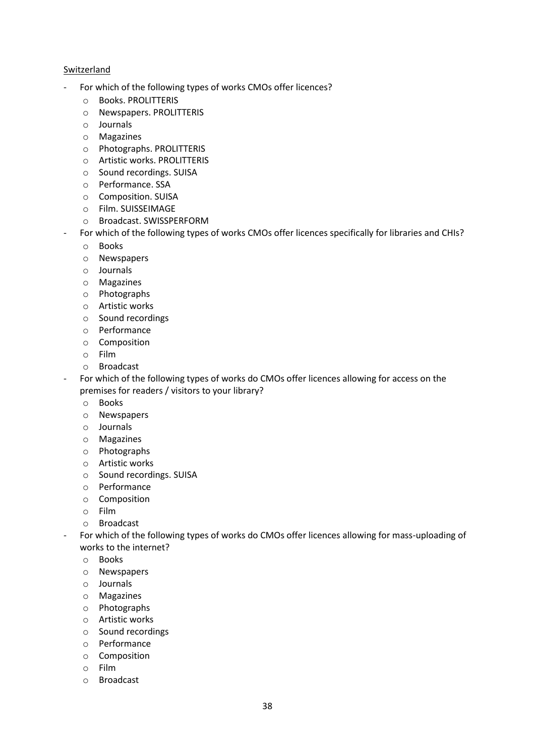<u>Switzerland</u>

- For which of the following types of works CMOs offer licences?
    - Books. PROLITTERIS
    - Newspapers. PROLITTERIS
    - Journals
    - Magazines
    - Photographs. PROLITTERIS
    - Artistic works. PROLITTERIS
    - Sound recordings. SUISA
    - Performance. SSA
    - Composition. SUISA
    - Film. SUISSEIMAGE
    - Broadcast. SWISSPERFORM
- For which of the following types of works CMOs offer licences specifically for libraries and CHIs?
    - Books
    - Newspapers
    - Journals
    - Magazines
    - Photographs
    - Artistic works
    - Sound recordings
    - Performance
    - Composition
    - Film
    - Broadcast
- For which of the following types of works do CMOs offer licences allowing for access on the premises for readers / visitors to your library?
    - Books
    - Newspapers
    - Journals
    - Magazines
    - Photographs
    - Artistic works
    - Sound recordings. SUISA
    - Performance
    - Composition
    - Film
    - Broadcast
- For which of the following types of works do CMOs offer licences allowing for mass-uploading of works to the internet?
    - Books
    - Newspapers
    - Journals
    - Magazines
    - Photographs
    - Artistic works
    - Sound recordings
    - Performance
    - Composition
    - Film
    - Broadcast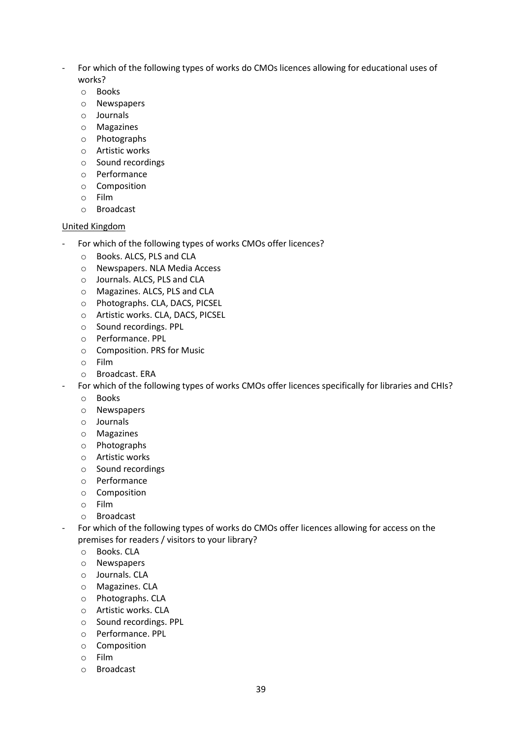- For which of the following types of works do CMOs licences allowing for educational uses of works?
  - Books
  - Newspapers
  - Journals
  - Magazines
  - Photographs
  - Artistic works
  - Sound recordings
  - Performance
  - Composition
  - Film
  - Broadcast

<u>United Kingdom</u>

- For which of the following types of works CMOs offer licences?
  - Books. ALCS, PLS and CLA
  - Newspapers. NLA Media Access
  - Journals. ALCS, PLS and CLA
  - Magazines. ALCS, PLS and CLA
  - Photographs. CLA, DACS, PICSEL
  - Artistic works. CLA, DACS, PICSEL
  - Sound recordings. PPL
  - Performance. PPL
  - Composition. PRS for Music
  - Film
  - Broadcast. ERA
- For which of the following types of works CMOs offer licences specifically for libraries and CHIs?
  - Books
  - Newspapers
  - Journals
  - Magazines
  - Photographs
  - Artistic works
  - Sound recordings
  - Performance
  - Composition
  - Film
  - Broadcast
- For which of the following types of works do CMOs offer licences allowing for access on the premises for readers / visitors to your library?
  - Books. CLA
  - Newspapers
  - Journals. CLA
  - Magazines. CLA
  - Photographs. CLA
  - Artistic works. CLA
  - Sound recordings. PPL
  - Performance. PPL
  - Composition
  - Film
  - Broadcast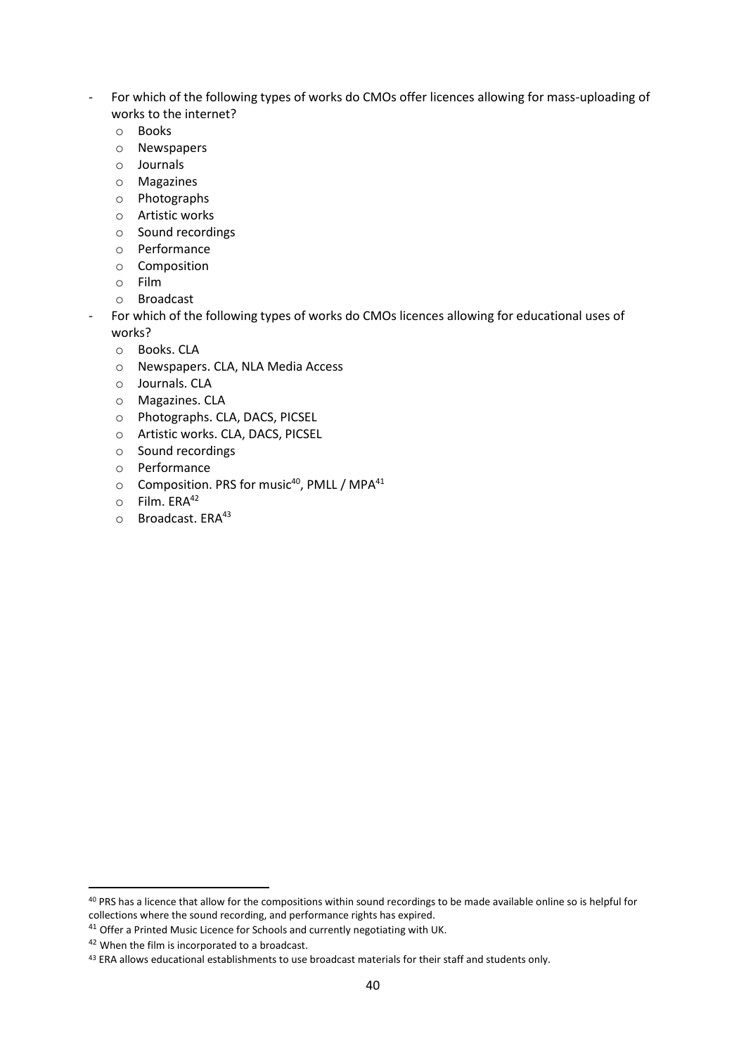- For which of the following types of works do CMOs offer licences allowing for mass-uploading of works to the internet?
  - Books
  - Newspapers
  - Journals
  - Magazines
  - Photographs
  - Artistic works
  - Sound recordings
  - Performance
  - Composition
  - Film
  - Broadcast
- For which of the following types of works do CMOs licences allowing for educational uses of works?
  - Books. CLA
  - Newspapers. CLA, NLA Media Access
  - Journals. CLA
  - Magazines. CLA
  - Photographs. CLA, DACS, PICSEL
  - Artistic works. CLA, DACS, PICSEL
  - Sound recordings
  - Performance
  - Composition. PRS for music[40], PMLL / MPA[41]
  - Film. ERA[42]
  - Broadcast. ERA[43]

---

[40] PRS has a licence that allow for the compositions within sound recordings to be made available online so is helpful for collections where the sound recording, and performance rights has expired.

[41] Offer a Printed Music Licence for Schools and currently negotiating with UK.

[42] When the film is incorporated to a broadcast.

[43] ERA allows educational establishments to use broadcast materials for their staff and students only.